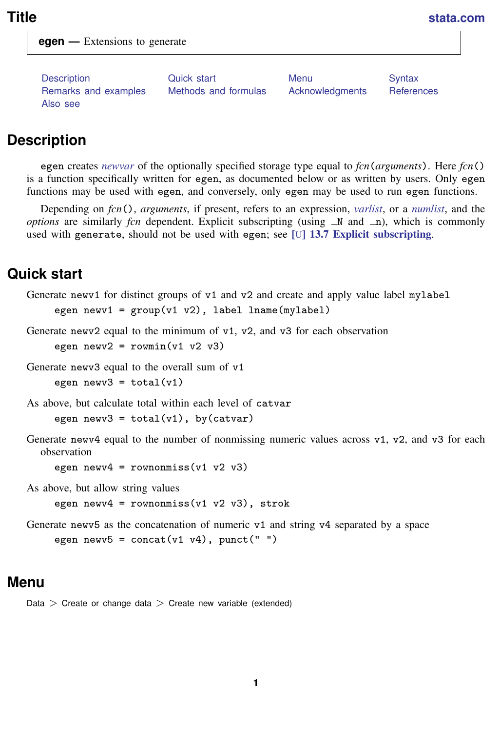# Title

**egen — Extensions to generate**

Description | Quick start | Menu | Syntax
Remarks and examples | Methods and formulas | Acknowledgments | References
Also see

## Description

egen creates *newvar* of the optionally specified storage type equal to *fcn*(*arguments*). Here *fcn*() is a function specifically written for egen, as documented below or as written by users. Only egen functions may be used with egen, and conversely, only egen may be used to run egen functions.

Depending on *fcn*(), *arguments*, if present, refers to an expression, *varlist*, or a *numlist*, and the *options* are similarly *fcn* dependent. Explicit subscripting (using _N and _n), which is commonly used with generate, should not be used with egen; see **[U] 13.7 Explicit subscripting**.

## Quick start

Generate newv1 for distinct groups of v1 and v2 and create and apply value label mylabel

```
egen newv1 = group(v1 v2), label lname(mylabel)
```

Generate newv2 equal to the minimum of v1, v2, and v3 for each observation

```
egen newv2 = rowmin(v1 v2 v3)
```

Generate newv3 equal to the overall sum of v1

```
egen newv3 = total(v1)
```

As above, but calculate total within each level of catvar

```
egen newv3 = total(v1), by(catvar)
```

Generate newv4 equal to the number of nonmissing numeric values across v1, v2, and v3 for each observation

```
egen newv4 = rownonmiss(v1 v2 v3)
```

As above, but allow string values

```
egen newv4 = rownonmiss(v1 v2 v3), strok
```

Generate newv5 as the concatenation of numeric v1 and string v4 separated by a space

```
egen newv5 = concat(v1 v4), punct(" ")
```

## Menu

Data > Create or change data > Create new variable (extended)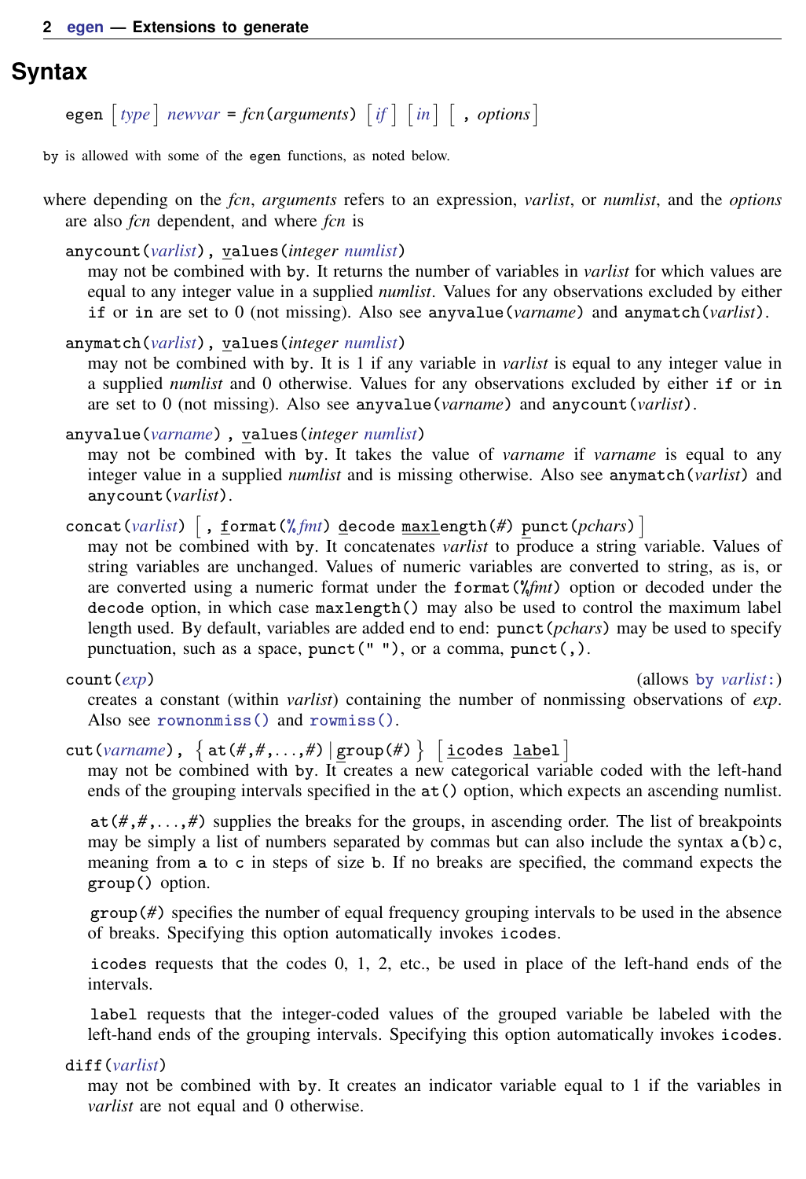## Syntax

```
egen [type] newvar = fcn(arguments) [if] [in] [, options]
```

by is allowed with some of the egen functions, as noted below.

where depending on the *fcn*, *arguments* refers to an expression, *varlist*, or *numlist*, and the *options* are also *fcn* dependent, and where *fcn* is

`anycount(varlist), values(integer numlist)`
may not be combined with by. It returns the number of variables in *varlist* for which values are equal to any integer value in a supplied *numlist*. Values for any observations excluded by either if or in are set to 0 (not missing). Also see `anyvalue(varname)` and `anymatch(varlist)`.

`anymatch(varlist), values(integer numlist)`
may not be combined with by. It is 1 if any variable in *varlist* is equal to any integer value in a supplied *numlist* and 0 otherwise. Values for any observations excluded by either if or in are set to 0 (not missing). Also see `anyvalue(varname)` and `anycount(varlist)`.

`anyvalue(varname), values(integer numlist)`
may not be combined with by. It takes the value of *varname* if *varname* is equal to any integer value in a supplied *numlist* and is missing otherwise. Also see `anymatch(varlist)` and `anycount(varlist)`.

`concat(varlist) [, format(%fmt) decode maxlength(#) punct(pchars)]`
may not be combined with by. It concatenates *varlist* to produce a string variable. Values of string variables are unchanged. Values of numeric variables are converted to string, as is, or are converted using a numeric format under the `format(%fmt)` option or decoded under the `decode` option, in which case `maxlength()` may also be used to control the maximum label length used. By default, variables are added end to end: `punct(pchars)` may be used to specify punctuation, such as a space, `punct(" ")`, or a comma, `punct(,)`.

`count(exp)` (allows by *varlist*:)
creates a constant (within *varlist*) containing the number of nonmissing observations of *exp*. Also see `rownonmiss()` and `rowmiss()`.

`cut(varname), {at(#,#,...,#) | group(#)} [icodes label]`
may not be combined with by. It creates a new categorical variable coded with the left-hand ends of the grouping intervals specified in the `at()` option, which expects an ascending numlist.

`at(#,#,...,#)` supplies the breaks for the groups, in ascending order. The list of breakpoints may be simply a list of numbers separated by commas but can also include the syntax `a(b)c`, meaning from `a` to `c` in steps of size `b`. If no breaks are specified, the command expects the `group()` option.

`group(#)` specifies the number of equal frequency grouping intervals to be used in the absence of breaks. Specifying this option automatically invokes `icodes`.

`icodes` requests that the codes 0, 1, 2, etc., be used in place of the left-hand ends of the intervals.

`label` requests that the integer-coded values of the grouped variable be labeled with the left-hand ends of the grouping intervals. Specifying this option automatically invokes `icodes`.

`diff(varlist)`
may not be combined with by. It creates an indicator variable equal to 1 if the variables in *varlist* are not equal and 0 otherwise.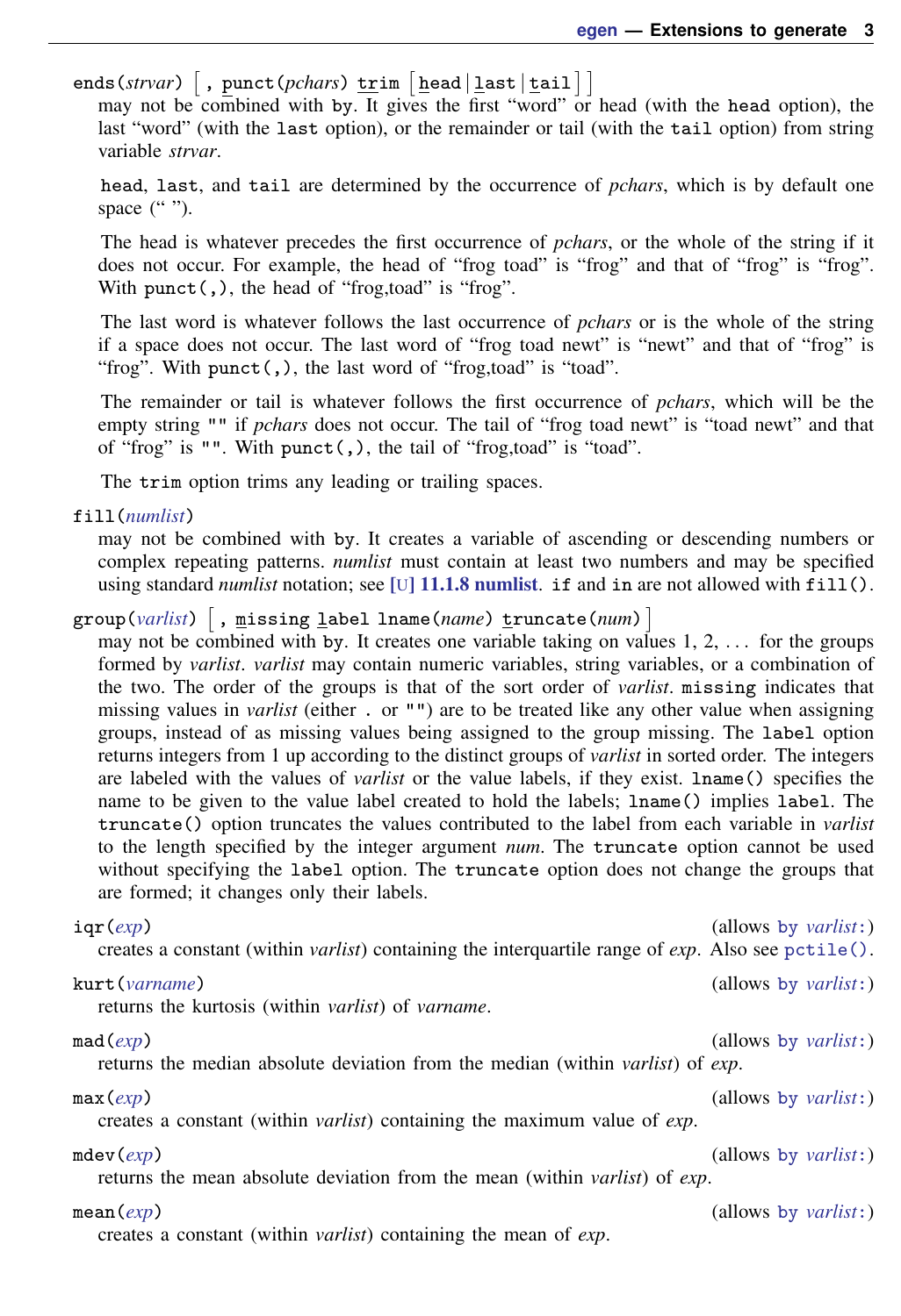`ends(`*strvar*`)` [ `, punct(`*pchars*`) trim` [ `head` | `last` | `tail` ] ]

may not be combined with `by`. It gives the first "word" or head (with the `head` option), the last "word" (with the `last` option), or the remainder or tail (with the `tail` option) from string variable *strvar*.

`head`, `last`, and `tail` are determined by the occurrence of *pchars*, which is by default one space (" ").

The head is whatever precedes the first occurrence of *pchars*, or the whole of the string if it does not occur. For example, the head of "frog toad" is "frog" and that of "frog" is "frog". With `punct(,)`, the head of "frog,toad" is "frog".

The last word is whatever follows the last occurrence of *pchars* or is the whole of the string if a space does not occur. The last word of "frog toad newt" is "newt" and that of "frog" is "frog". With `punct(,)`, the last word of "frog,toad" is "toad".

The remainder or tail is whatever follows the first occurrence of *pchars*, which will be the empty string `""` if *pchars* does not occur. The tail of "frog toad newt" is "toad newt" and that of "frog" is `""`. With `punct(,)`, the tail of "frog,toad" is "toad".

The `trim` option trims any leading or trailing spaces.

`fill(`*numlist*`)`

may not be combined with `by`. It creates a variable of ascending or descending numbers or complex repeating patterns. *numlist* must contain at least two numbers and may be specified using standard *numlist* notation; see **[U] 11.1.8 numlist**. `if` and `in` are not allowed with `fill()`.

`group(`*varlist*`)` [ `, missing label lname(`*name*`) truncate(`*num*`)` ]

may not be combined with `by`. It creates one variable taking on values 1, 2, ... for the groups formed by *varlist*. *varlist* may contain numeric variables, string variables, or a combination of the two. The order of the groups is that of the sort order of *varlist*. `missing` indicates that missing values in *varlist* (either `.` or `""`) are to be treated like any other value when assigning groups, instead of as missing values being assigned to the group missing. The `label` option returns integers from 1 up according to the distinct groups of *varlist* in sorted order. The integers are labeled with the values of *varlist* or the value labels, if they exist. `lname()` specifies the name to be given to the value label created to hold the labels; `lname()` implies `label`. The `truncate()` option truncates the values contributed to the label from each variable in *varlist* to the length specified by the integer argument *num*. The `truncate` option cannot be used without specifying the `label` option. The `truncate` option does not change the groups that are formed; it changes only their labels.

`iqr(`*exp*`)` (allows `by` *varlist*`:`)

creates a constant (within *varlist*) containing the interquartile range of *exp*. Also see `pctile()`.

`kurt(`*varname*`)` (allows `by` *varlist*`:`)

returns the kurtosis (within *varlist*) of *varname*.

`mad(`*exp*`)` (allows `by` *varlist*`:`)

returns the median absolute deviation from the median (within *varlist*) of *exp*.

`max(`*exp*`)` (allows `by` *varlist*`:`)

creates a constant (within *varlist*) containing the maximum value of *exp*.

`mdev(`*exp*`)` (allows `by` *varlist*`:`)

returns the mean absolute deviation from the mean (within *varlist*) of *exp*.

`mean(`*exp*`)` (allows `by` *varlist*`:`)

creates a constant (within *varlist*) containing the mean of *exp*.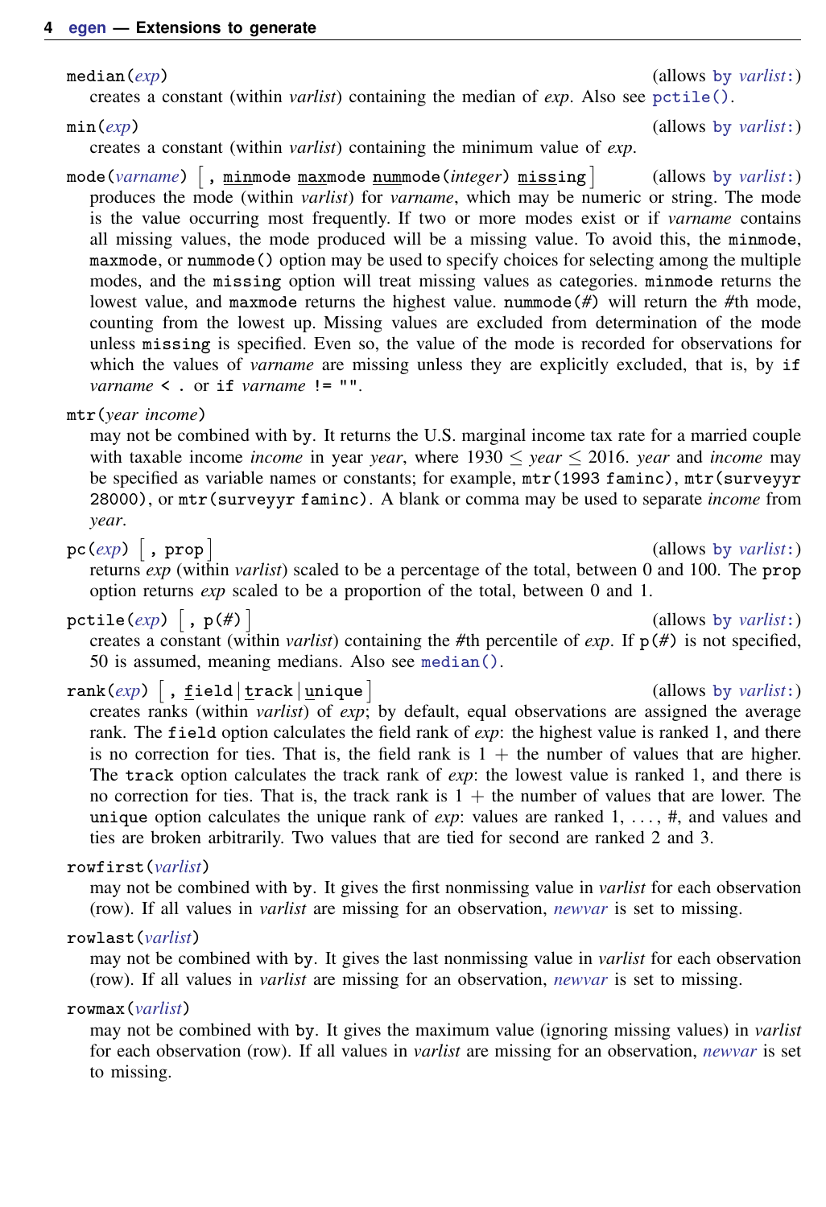median(*exp*) (allows by *varlist*:)

creates a constant (within *varlist*) containing the median of *exp*. Also see pctile().

min(*exp*) (allows by *varlist*:)

creates a constant (within *varlist*) containing the minimum value of *exp*.

mode(*varname*) [ , minmode maxmode nummode(*integer*) missing ] (allows by *varlist*:)

produces the mode (within *varlist*) for *varname*, which may be numeric or string. The mode is the value occurring most frequently. If two or more modes exist or if *varname* contains all missing values, the mode produced will be a missing value. To avoid this, the minmode, maxmode, or nummode() option may be used to specify choices for selecting among the multiple modes, and the missing option will treat missing values as categories. minmode returns the lowest value, and maxmode returns the highest value. nummode(#) will return the #th mode, counting from the lowest up. Missing values are excluded from determination of the mode unless missing is specified. Even so, the value of the mode is recorded for observations for which the values of *varname* are missing unless they are explicitly excluded, that is, by if *varname* < . or if *varname* != "".

mtr(*year income*)

may not be combined with by. It returns the U.S. marginal income tax rate for a married couple with taxable income *income* in year *year*, where $1930 \le year \le 2016$. *year* and *income* may be specified as variable names or constants; for example, mtr(1993 faminc), mtr(surveyyr 28000), or mtr(surveyyr faminc). A blank or comma may be used to separate *income* from *year*.

pc(*exp*) [ , prop ] (allows by *varlist*:)

returns *exp* (within *varlist*) scaled to be a percentage of the total, between 0 and 100. The prop option returns *exp* scaled to be a proportion of the total, between 0 and 1.

pctile(*exp*) [ , p(#) ] (allows by *varlist*:)

creates a constant (within *varlist*) containing the #th percentile of *exp*. If p(#) is not specified, 50 is assumed, meaning medians. Also see median().

rank(*exp*) [ , field | track | unique ] (allows by *varlist*:)

creates ranks (within *varlist*) of *exp*; by default, equal observations are assigned the average rank. The field option calculates the field rank of *exp*: the highest value is ranked 1, and there is no correction for ties. That is, the field rank is 1 + the number of values that are higher. The track option calculates the track rank of *exp*: the lowest value is ranked 1, and there is no correction for ties. That is, the track rank is 1 + the number of values that are lower. The unique option calculates the unique rank of *exp*: values are ranked 1, ..., #, and values and ties are broken arbitrarily. Two values that are tied for second are ranked 2 and 3.

rowfirst(*varlist*)

may not be combined with by. It gives the first nonmissing value in *varlist* for each observation (row). If all values in *varlist* are missing for an observation, *newvar* is set to missing.

rowlast(*varlist*)

may not be combined with by. It gives the last nonmissing value in *varlist* for each observation (row). If all values in *varlist* are missing for an observation, *newvar* is set to missing.

rowmax(*varlist*)

may not be combined with by. It gives the maximum value (ignoring missing values) in *varlist* for each observation (row). If all values in *varlist* are missing for an observation, *newvar* is set to missing.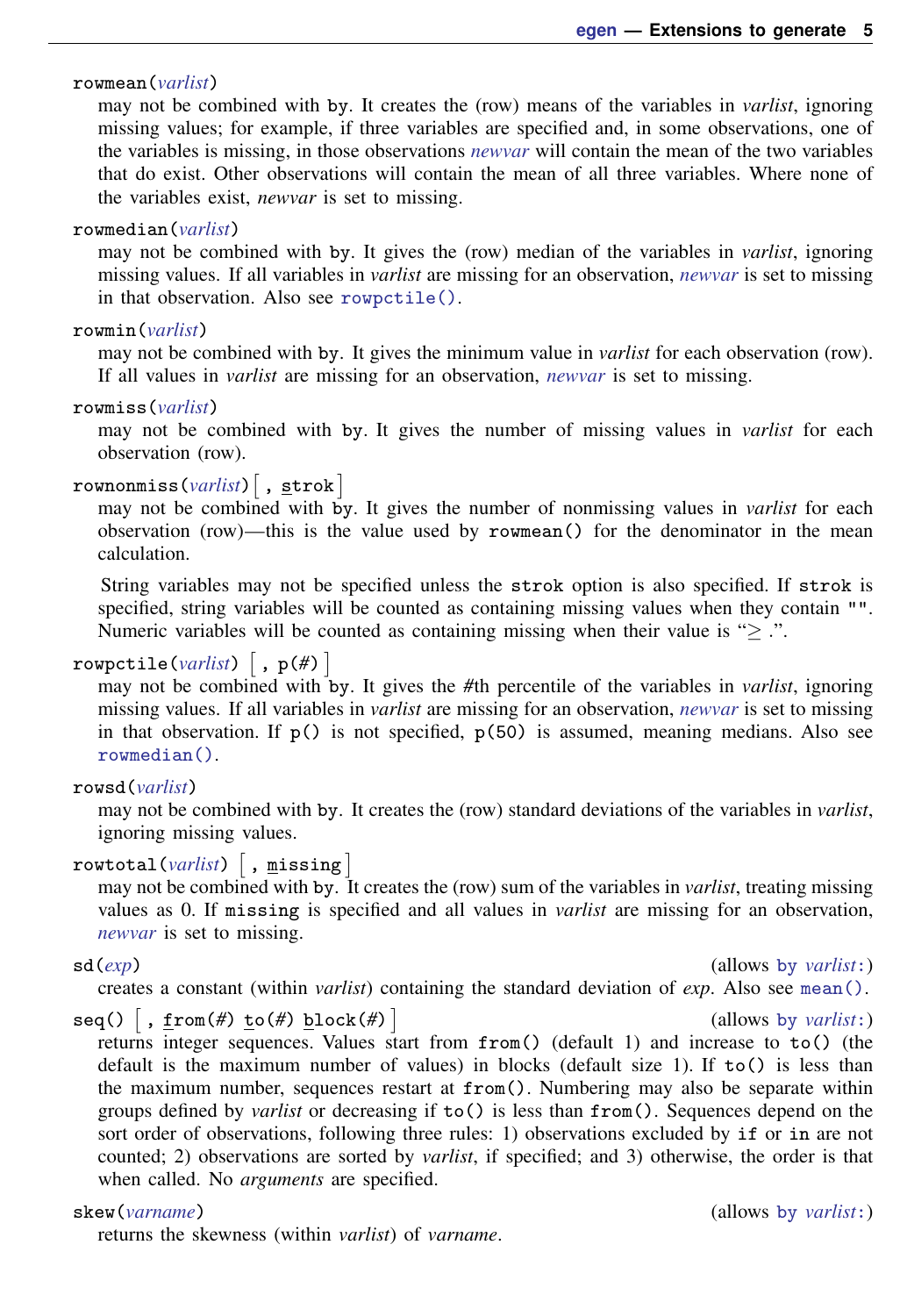`rowmean(`*varlist*`)`

may not be combined with `by`. It creates the (row) means of the variables in *varlist*, ignoring missing values; for example, if three variables are specified and, in some observations, one of the variables is missing, in those observations *newvar* will contain the mean of the two variables that do exist. Other observations will contain the mean of all three variables. Where none of the variables exist, *newvar* is set to missing.

`rowmedian(`*varlist*`)`

may not be combined with `by`. It gives the (row) median of the variables in *varlist*, ignoring missing values. If all variables in *varlist* are missing for an observation, *newvar* is set to missing in that observation. Also see `rowpctile()`.

`rowmin(`*varlist*`)`

may not be combined with `by`. It gives the minimum value in *varlist* for each observation (row). If all values in *varlist* are missing for an observation, *newvar* is set to missing.

`rowmiss(`*varlist*`)`

may not be combined with `by`. It gives the number of missing values in *varlist* for each observation (row).

`rownonmiss(`*varlist*`)` [ `, strok` ]

may not be combined with `by`. It gives the number of nonmissing values in *varlist* for each observation (row)—this is the value used by `rowmean()` for the denominator in the mean calculation.

String variables may not be specified unless the `strok` option is also specified. If `strok` is specified, string variables will be counted as containing missing values when they contain `""`. Numeric variables will be counted as containing missing when their value is "$\geq$ .".

`rowpctile(`*varlist*`)` [ `, p(#)` ]

may not be combined with `by`. It gives the #th percentile of the variables in *varlist*, ignoring missing values. If all variables in *varlist* are missing for an observation, *newvar* is set to missing in that observation. If `p()` is not specified, `p(50)` is assumed, meaning medians. Also see `rowmedian()`.

`rowsd(`*varlist*`)`

may not be combined with `by`. It creates the (row) standard deviations of the variables in *varlist*, ignoring missing values.

`rowtotal(`*varlist*`)` [ `, missing` ]

may not be combined with `by`. It creates the (row) sum of the variables in *varlist*, treating missing values as 0. If `missing` is specified and all values in *varlist* are missing for an observation, *newvar* is set to missing.

`sd(`*exp*`)` (allows `by` *varlist*`:`)

creates a constant (within *varlist*) containing the standard deviation of *exp*. Also see `mean()`.

`seq()` [ `, from(#) to(#) block(#)` ] (allows `by` *varlist*`:`)

returns integer sequences. Values start from `from()` (default 1) and increase to `to()` (the default is the maximum number of values) in blocks (default size 1). If `to()` is less than the maximum number, sequences restart at `from()`. Numbering may also be separate within groups defined by *varlist* or decreasing if `to()` is less than `from()`. Sequences depend on the sort order of observations, following three rules: 1) observations excluded by `if` or `in` are not counted; 2) observations are sorted by *varlist*, if specified; and 3) otherwise, the order is that when called. No *arguments* are specified.

`skew(`*varname*`)` (allows `by` *varlist*`:`)

returns the skewness (within *varlist*) of *varname*.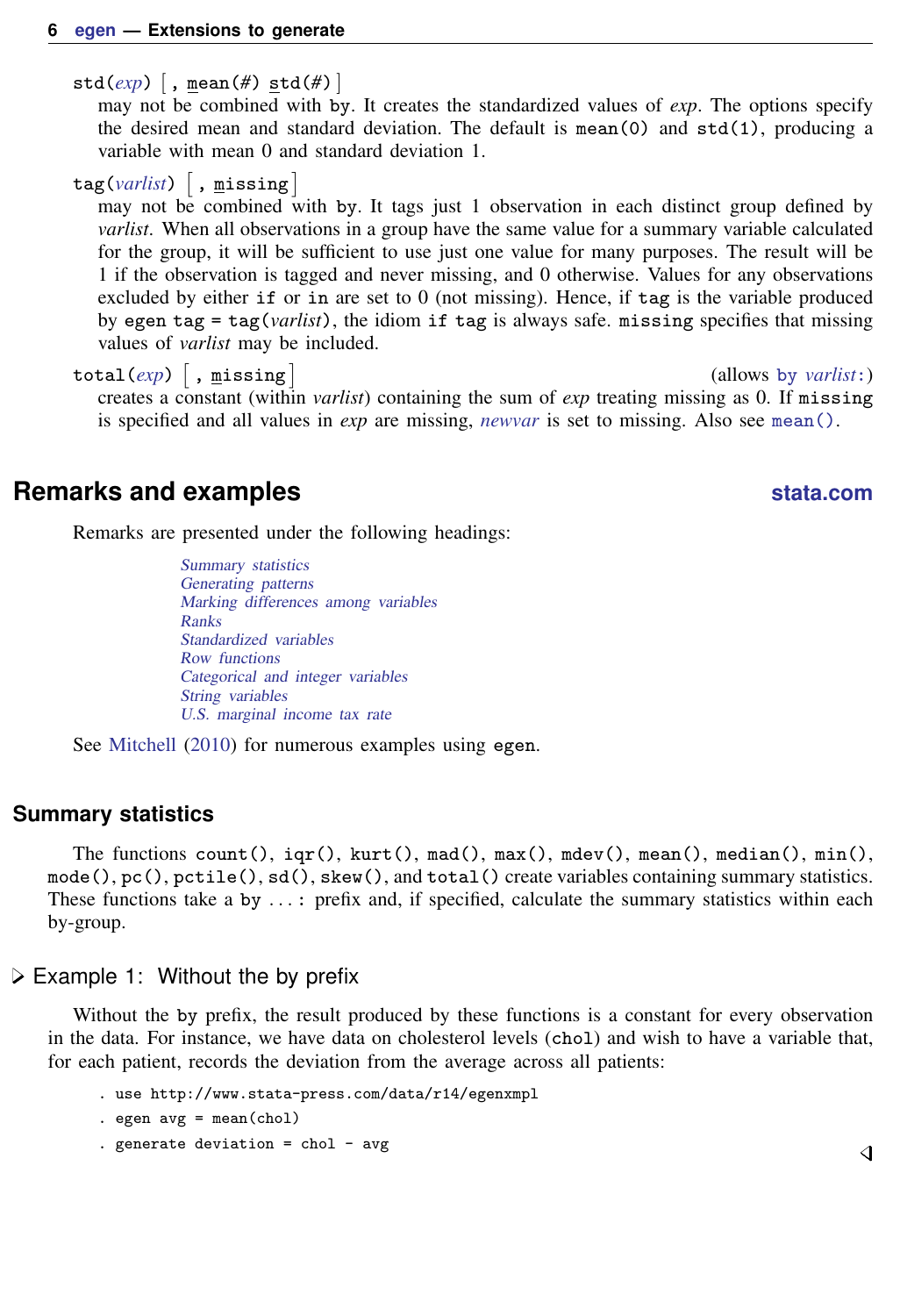`std(`*exp*`)` [ `, mean(#) std(#)` ]
may not be combined with `by`. It creates the standardized values of *exp*. The options specify the desired mean and standard deviation. The default is `mean(0)` and `std(1)`, producing a variable with mean 0 and standard deviation 1.

`tag(`*varlist*`)` [ `, missing` ]
may not be combined with `by`. It tags just 1 observation in each distinct group defined by *varlist*. When all observations in a group have the same value for a summary variable calculated for the group, it will be sufficient to use just one value for many purposes. The result will be 1 if the observation is tagged and never missing, and 0 otherwise. Values for any observations excluded by either `if` or `in` are set to 0 (not missing). Hence, if `tag` is the variable produced by `egen tag = tag(`*varlist*`)`, the idiom `if tag` is always safe. `missing` specifies that missing values of *varlist* may be included.

`total(`*exp*`)` [ `, missing` ] (allows `by` *varlist*`:`)
creates a constant (within *varlist*) containing the sum of *exp* treating missing as 0. If `missing` is specified and all values in *exp* are missing, *newvar* is set to missing. Also see `mean()`.

## Remarks and examples

Remarks are presented under the following headings:

- *Summary statistics*
- *Generating patterns*
- *Marking differences among variables*
- *Ranks*
- *Standardized variables*
- *Row functions*
- *Categorical and integer variables*
- *String variables*
- *U.S. marginal income tax rate*

See Mitchell (2010) for numerous examples using `egen`.

### Summary statistics

The functions `count()`, `iqr()`, `kurt()`, `mad()`, `max()`, `mdev()`, `mean()`, `median()`, `min()`, `mode()`, `pc()`, `pctile()`, `sd()`, `skew()`, and `total()` create variables containing summary statistics. These functions take a `by ...:` prefix and, if specified, calculate the summary statistics within each by-group.

#### Example 1: Without the by prefix

Without the `by` prefix, the result produced by these functions is a constant for every observation in the data. For instance, we have data on cholesterol levels (`chol`) and wish to have a variable that, for each patient, records the deviation from the average across all patients:

```
. use http://www.stata-press.com/data/r14/egenxmpl
. egen avg = mean(chol)
. generate deviation = chol - avg
```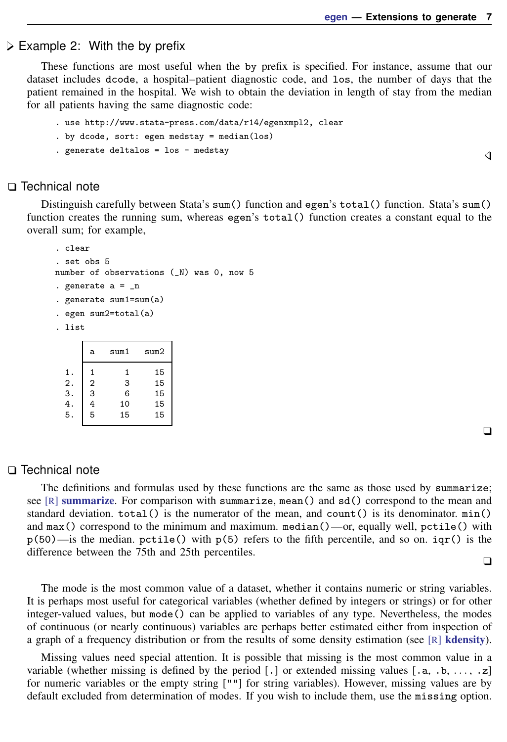### ▷ Example 2: With the by prefix

These functions are most useful when the `by` prefix is specified. For instance, assume that our dataset includes `dcode`, a hospital–patient diagnostic code, and `los`, the number of days that the patient remained in the hospital. We wish to obtain the deviation in length of stay from the median for all patients having the same diagnostic code:

```
. use http://www.stata-press.com/data/r14/egenxmpl2, clear
. by dcode, sort: egen medstay = median(los)
. generate deltalos = los - medstay
```

◁

### ❑ Technical note

Distinguish carefully between Stata's `sum()` function and `egen`'s `total()` function. Stata's `sum()` function creates the running sum, whereas `egen`'s `total()` function creates a constant equal to the overall sum; for example,

```
. clear
. set obs 5
number of observations (_N) was 0, now 5
. generate a = _n
. generate sum1=sum(a)
. egen sum2=total(a)
. list
```

| | a | sum1 | sum2 |
|---|---|---|---|
| 1. | 1 | 1 | 15 |
| 2. | 2 | 3 | 15 |
| 3. | 3 | 6 | 15 |
| 4. | 4 | 10 | 15 |
| 5. | 5 | 15 | 15 |

❑

### ❑ Technical note

The definitions and formulas used by these functions are the same as those used by `summarize`; see [R] **summarize**. For comparison with `summarize`, `mean()` and `sd()` correspond to the mean and standard deviation. `total()` is the numerator of the mean, and `count()` is its denominator. `min()` and `max()` correspond to the minimum and maximum. `median()`—or, equally well, `pctile()` with `p(50)`—is the median. `pctile()` with `p(5)` refers to the fifth percentile, and so on. `iqr()` is the difference between the 75th and 25th percentiles.

❑

The mode is the most common value of a dataset, whether it contains numeric or string variables. It is perhaps most useful for categorical variables (whether defined by integers or strings) or for other integer-valued values, but `mode()` can be applied to variables of any type. Nevertheless, the modes of continuous (or nearly continuous) variables are perhaps better estimated either from inspection of a graph of a frequency distribution or from the results of some density estimation (see [R] **kdensity**).

Missing values need special attention. It is possible that missing is the most common value in a variable (whether missing is defined by the period [`.`] or extended missing values [`.a`, `.b`, ..., `.z`] for numeric variables or the empty string [`""`] for string variables). However, missing values are by default excluded from determination of modes. If you wish to include them, use the `missing` option.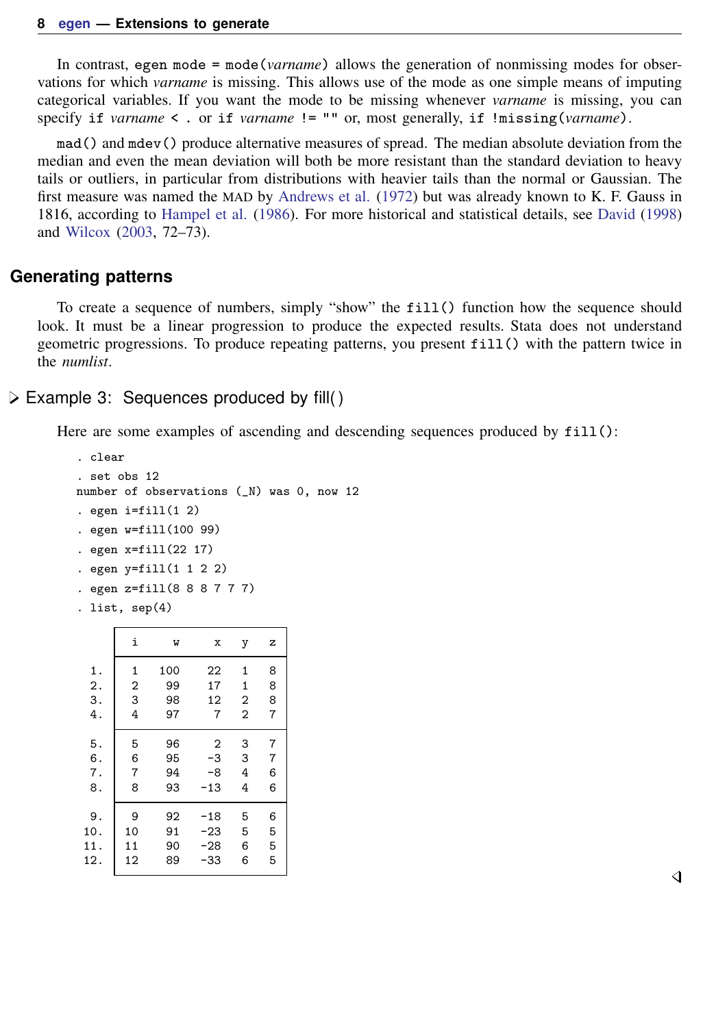In contrast, `egen mode = mode(`*varname*`)` allows the generation of nonmissing modes for observations for which *varname* is missing. This allows use of the mode as one simple means of imputing categorical variables. If you want the mode to be missing whenever *varname* is missing, you can specify `if` *varname* `< .` or `if` *varname* `!= ""` or, most generally, `if !missing(`*varname*`)`.

`mad()` and `mdev()` produce alternative measures of spread. The median absolute deviation from the median and even the mean deviation will both be more resistant than the standard deviation to heavy tails or outliers, in particular from distributions with heavier tails than the normal or Gaussian. The first measure was named the MAD by Andrews et al. (1972) but was already known to K. F. Gauss in 1816, according to Hampel et al. (1986). For more historical and statistical details, see David (1998) and Wilcox (2003, 72–73).

## Generating patterns

To create a sequence of numbers, simply "show" the `fill()` function how the sequence should look. It must be a linear progression to produce the expected results. Stata does not understand geometric progressions. To produce repeating patterns, you present `fill()` with the pattern twice in the *numlist*.

### Example 3: Sequences produced by fill()

Here are some examples of ascending and descending sequences produced by `fill()`:

```
. clear
. set obs 12
number of observations (_N) was 0, now 12
. egen i=fill(1 2)
. egen w=fill(100 99)
. egen x=fill(22 17)
. egen y=fill(1 1 2 2)
. egen z=fill(8 8 8 7 7 7)
. list, sep(4)

     +---------------------------+
     |  i     w     x   y   z |
     |---------------------------|
  1. |  1   100    22   1   8 |
  2. |  2    99    17   1   8 |
  3. |  3    98    12   2   8 |
  4. |  4    97     7   2   7 |
     |---------------------------|
  5. |  5    96     2   3   7 |
  6. |  6    95    -3   3   7 |
  7. |  7    94    -8   4   6 |
  8. |  8    93   -13   4   6 |
     |---------------------------|
  9. |  9    92   -18   5   6 |
 10. | 10    91   -23   5   5 |
 11. | 11    90   -28   6   5 |
 12. | 12    89   -33   6   5 |
     +---------------------------+
```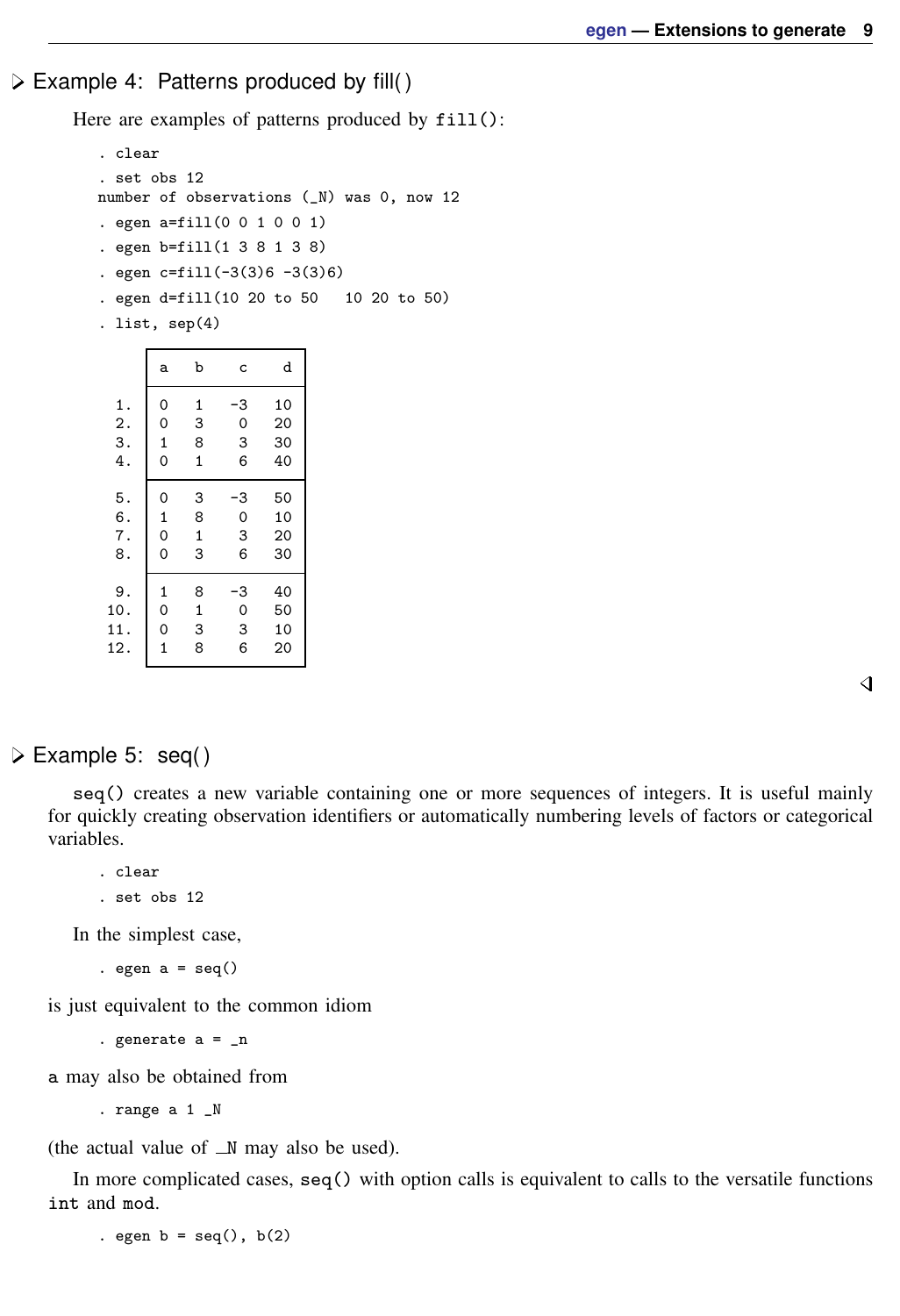## Example 4: Patterns produced by fill()

Here are examples of patterns produced by `fill()`:

```
. clear
. set obs 12
number of observations (_N) was 0, now 12
. egen a=fill(0 0 1 0 0 1)
. egen b=fill(1 3 8 1 3 8)
. egen c=fill(-3(3)6 -3(3)6)
. egen d=fill(10 20 to 50   10 20 to 50)
. list, sep(4)
```

|     | a | b | c  | d  |
|-----|---|---|----|----|
| 1.  | 0 | 1 | -3 | 10 |
| 2.  | 0 | 3 | 0  | 20 |
| 3.  | 1 | 8 | 3  | 30 |
| 4.  | 0 | 1 | 6  | 40 |
| 5.  | 0 | 3 | -3 | 50 |
| 6.  | 1 | 8 | 0  | 10 |
| 7.  | 0 | 1 | 3  | 20 |
| 8.  | 0 | 3 | 6  | 30 |
| 9.  | 1 | 8 | -3 | 40 |
| 10. | 0 | 1 | 0  | 50 |
| 11. | 0 | 3 | 3  | 10 |
| 12. | 1 | 8 | 6  | 20 |

## Example 5: seq()

`seq()` creates a new variable containing one or more sequences of integers. It is useful mainly for quickly creating observation identifiers or automatically numbering levels of factors or categorical variables.

```
. clear
. set obs 12
```

In the simplest case,

```
. egen a = seq()
```

is just equivalent to the common idiom

```
. generate a = _n
```

`a` may also be obtained from

```
. range a 1 _N
```

(the actual value of `_N` may also be used).

In more complicated cases, `seq()` with option calls is equivalent to calls to the versatile functions `int` and `mod`.

```
. egen b = seq(), b(2)
```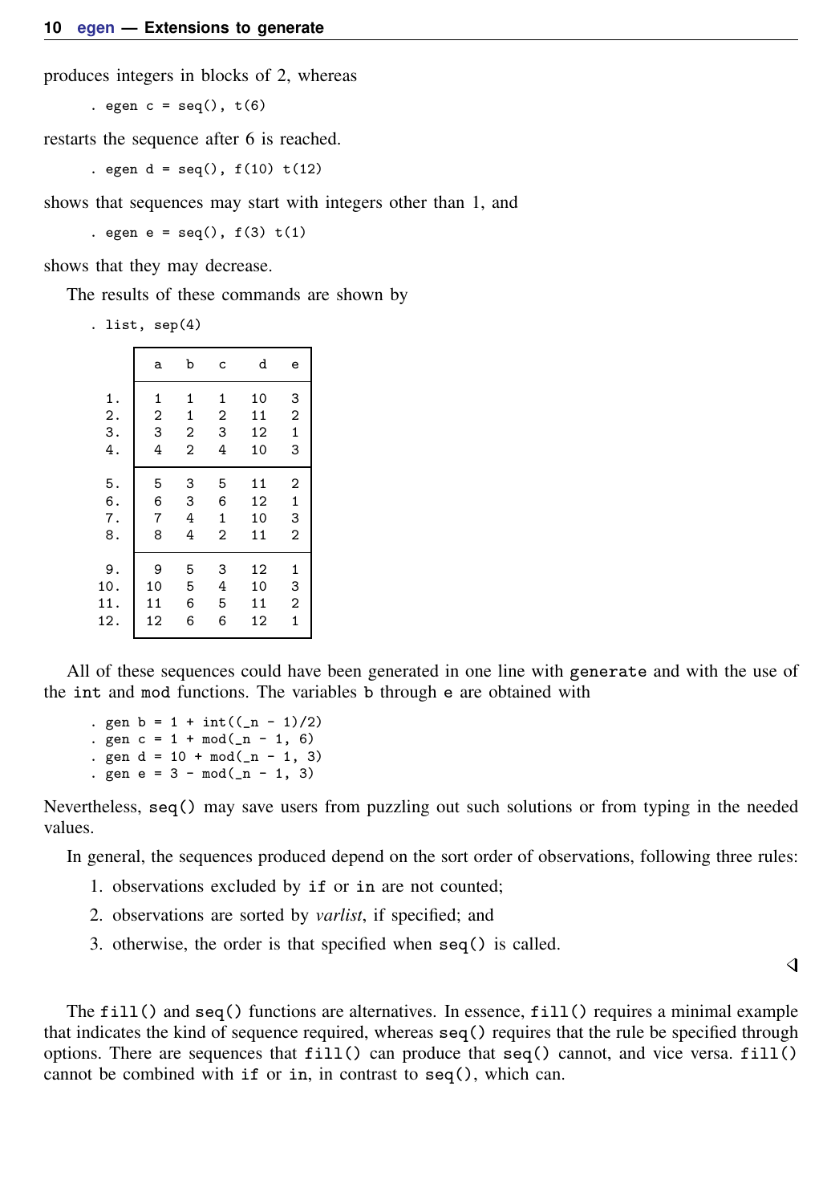produces integers in blocks of 2, whereas

```
. egen c = seq(), t(6)
```

restarts the sequence after 6 is reached.

```
. egen d = seq(), f(10) t(12)
```

shows that sequences may start with integers other than 1, and

```
. egen e = seq(), f(3) t(1)
```

shows that they may decrease.

The results of these commands are shown by

```
. list, sep(4)
```

| | a | b | c | d | e |
|---|---|---|---|---|---|
| 1. | 1 | 1 | 1 | 10 | 3 |
| 2. | 2 | 1 | 2 | 11 | 2 |
| 3. | 3 | 2 | 3 | 12 | 1 |
| 4. | 4 | 2 | 4 | 10 | 3 |
| 5. | 5 | 3 | 5 | 11 | 2 |
| 6. | 6 | 3 | 6 | 12 | 1 |
| 7. | 7 | 4 | 1 | 10 | 3 |
| 8. | 8 | 4 | 2 | 11 | 2 |
| 9. | 9 | 5 | 3 | 12 | 1 |
| 10. | 10 | 5 | 4 | 10 | 3 |
| 11. | 11 | 6 | 5 | 11 | 2 |
| 12. | 12 | 6 | 6 | 12 | 1 |

All of these sequences could have been generated in one line with `generate` and with the use of the `int` and `mod` functions. The variables `b` through `e` are obtained with

```
. gen b = 1 + int((_n - 1)/2)
. gen c = 1 + mod(_n - 1, 6)
. gen d = 10 + mod(_n - 1, 3)
. gen e = 3 - mod(_n - 1, 3)
```

Nevertheless, `seq()` may save users from puzzling out such solutions or from typing in the needed values.

In general, the sequences produced depend on the sort order of observations, following three rules:

1. observations excluded by `if` or `in` are not counted;
2. observations are sorted by *varlist*, if specified; and
3. otherwise, the order is that specified when `seq()` is called.

◁

The `fill()` and `seq()` functions are alternatives. In essence, `fill()` requires a minimal example that indicates the kind of sequence required, whereas `seq()` requires that the rule be specified through options. There are sequences that `fill()` can produce that `seq()` cannot, and vice versa. `fill()` cannot be combined with `if` or `in`, in contrast to `seq()`, which can.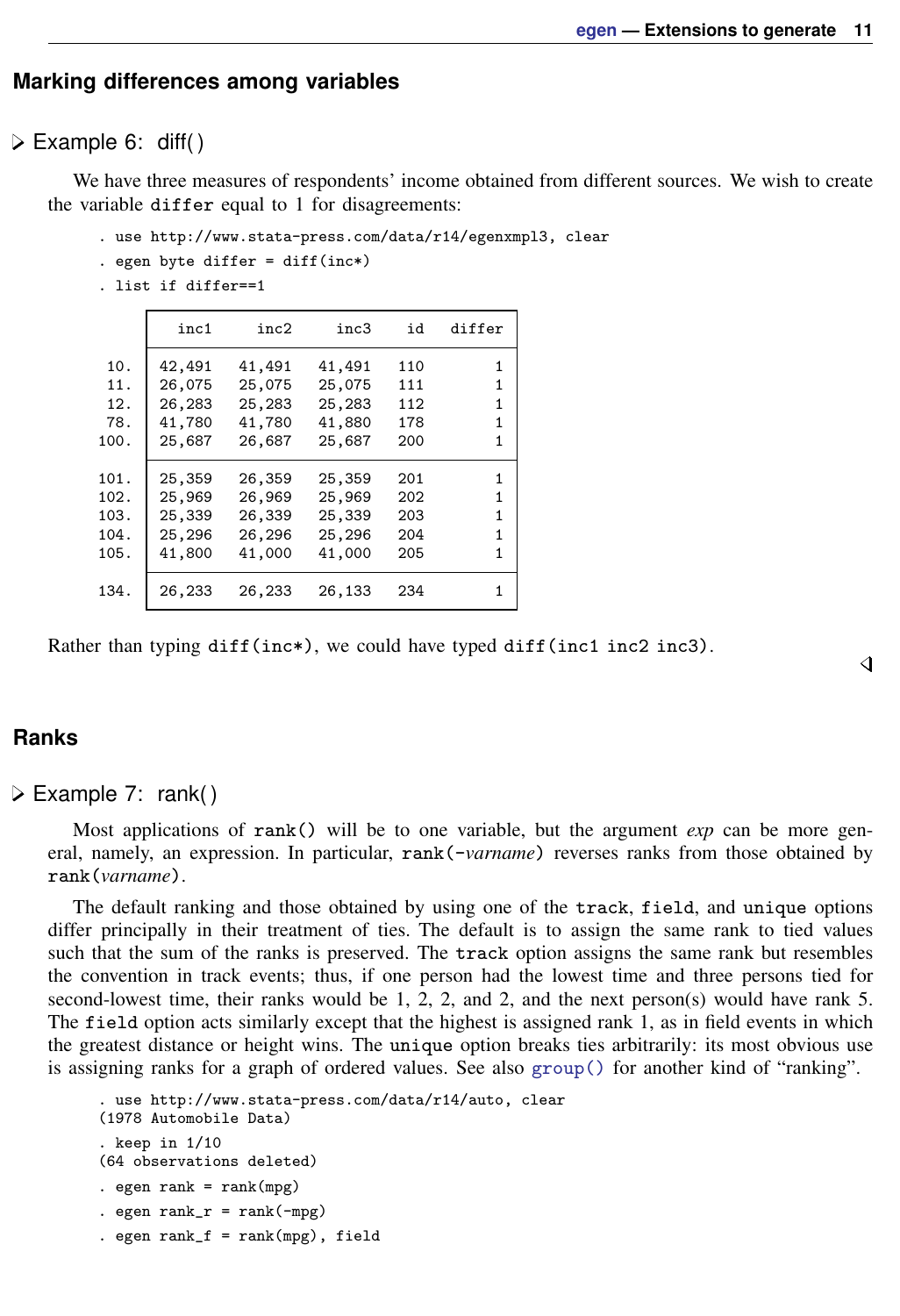## Marking differences among variables

### ▷ Example 6: diff()

We have three measures of respondents' income obtained from different sources. We wish to create the variable `differ` equal to 1 for disagreements:

```
. use http://www.stata-press.com/data/r14/egenxmpl3, clear
. egen byte differ = diff(inc*)
. list if differ==1
```

|  | inc1 | inc2 | inc3 | id | differ |
|---|---|---|---|---|---|
| 10. | 42,491 | 41,491 | 41,491 | 110 | 1 |
| 11. | 26,075 | 25,075 | 25,075 | 111 | 1 |
| 12. | 26,283 | 25,283 | 25,283 | 112 | 1 |
| 78. | 41,780 | 41,780 | 41,880 | 178 | 1 |
| 100. | 25,687 | 26,687 | 25,687 | 200 | 1 |
| 101. | 25,359 | 26,359 | 25,359 | 201 | 1 |
| 102. | 25,969 | 26,969 | 25,969 | 202 | 1 |
| 103. | 25,339 | 26,339 | 25,339 | 203 | 1 |
| 104. | 25,296 | 26,296 | 25,296 | 204 | 1 |
| 105. | 41,800 | 41,000 | 41,000 | 205 | 1 |
| 134. | 26,233 | 26,233 | 26,133 | 234 | 1 |

Rather than typing `diff(inc*)`, we could have typed `diff(inc1 inc2 inc3)`. ◁

## Ranks

### ▷ Example 7: rank()

Most applications of `rank()` will be to one variable, but the argument *exp* can be more general, namely, an expression. In particular, `rank(-`*varname*`)` reverses ranks from those obtained by `rank(`*varname*`)`.

The default ranking and those obtained by using one of the `track`, `field`, and `unique` options differ principally in their treatment of ties. The default is to assign the same rank to tied values such that the sum of the ranks is preserved. The `track` option assigns the same rank but resembles the convention in track events; thus, if one person had the lowest time and three persons tied for second-lowest time, their ranks would be 1, 2, 2, and 2, and the next person(s) would have rank 5. The `field` option acts similarly except that the highest is assigned rank 1, as in field events in which the greatest distance or height wins. The `unique` option breaks ties arbitrarily: its most obvious use is assigning ranks for a graph of ordered values. See also `group()` for another kind of "ranking".

```
. use http://www.stata-press.com/data/r14/auto, clear
(1978 Automobile Data)
. keep in 1/10
(64 observations deleted)
. egen rank = rank(mpg)
. egen rank_r = rank(-mpg)
. egen rank_f = rank(mpg), field
```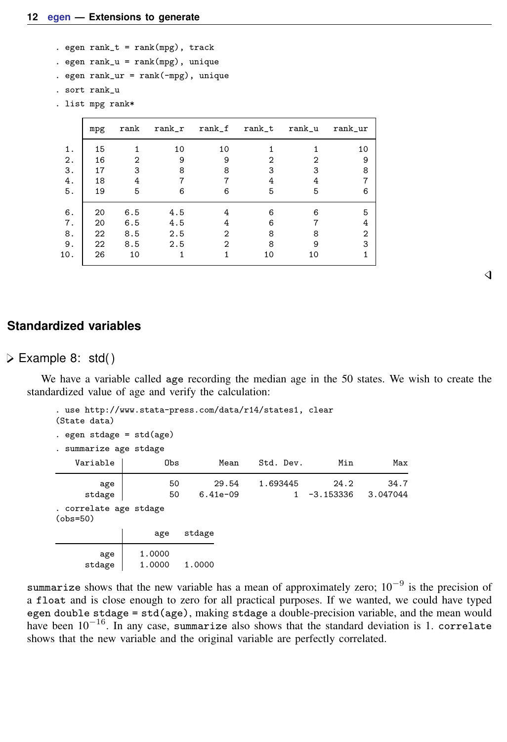```
. egen rank_t = rank(mpg), track
. egen rank_u = rank(mpg), unique
. egen rank_ur = rank(-mpg), unique
. sort rank_u
. list mpg rank*
```

| | mpg | rank | rank_r | rank_f | rank_t | rank_u | rank_ur |
|---|---|---|---|---|---|---|---|
| 1. | 15 | 1 | 10 | 10 | 1 | 1 | 10 |
| 2. | 16 | 2 | 9 | 9 | 2 | 2 | 9 |
| 3. | 17 | 3 | 8 | 8 | 3 | 3 | 8 |
| 4. | 18 | 4 | 7 | 7 | 4 | 4 | 7 |
| 5. | 19 | 5 | 6 | 6 | 5 | 5 | 6 |
| 6. | 20 | 6.5 | 4.5 | 4 | 6 | 6 | 5 |
| 7. | 20 | 6.5 | 4.5 | 4 | 6 | 7 | 4 |
| 8. | 22 | 8.5 | 2.5 | 2 | 8 | 8 | 2 |
| 9. | 22 | 8.5 | 2.5 | 2 | 8 | 9 | 3 |
| 10. | 26 | 10 | 1 | 1 | 10 | 10 | 1 |

◁

## Standardized variables

### ▷ Example 8: std()

We have a variable called `age` recording the median age in the 50 states. We wish to create the standardized value of age and verify the calculation:

```
. use http://www.stata-press.com/data/r14/states1, clear
(State data)
. egen stdage = std(age)
. summarize age stdage
```

| Variable | Obs | Mean | Std. Dev. | Min | Max |
|---|---|---|---|---|---|
| age | 50 | 29.54 | 1.693445 | 24.2 | 34.7 |
| stdage | 50 | 6.41e-09 | 1 | -3.153336 | 3.047044 |

```
. correlate age stdage
(obs=50)
```

| | age | stdage |
|---|---|---|
| age | 1.0000 | |
| stdage | 1.0000 | 1.0000 |

`summarize` shows that the new variable has a mean of approximately zero; $10^{-9}$ is the precision of a `float` and is close enough to zero for all practical purposes. If we wanted, we could have typed `egen double stdage = std(age)`, making `stdage` a double-precision variable, and the mean would have been $10^{-16}$. In any case, `summarize` also shows that the standard deviation is 1. `correlate` shows that the new variable and the original variable are perfectly correlated.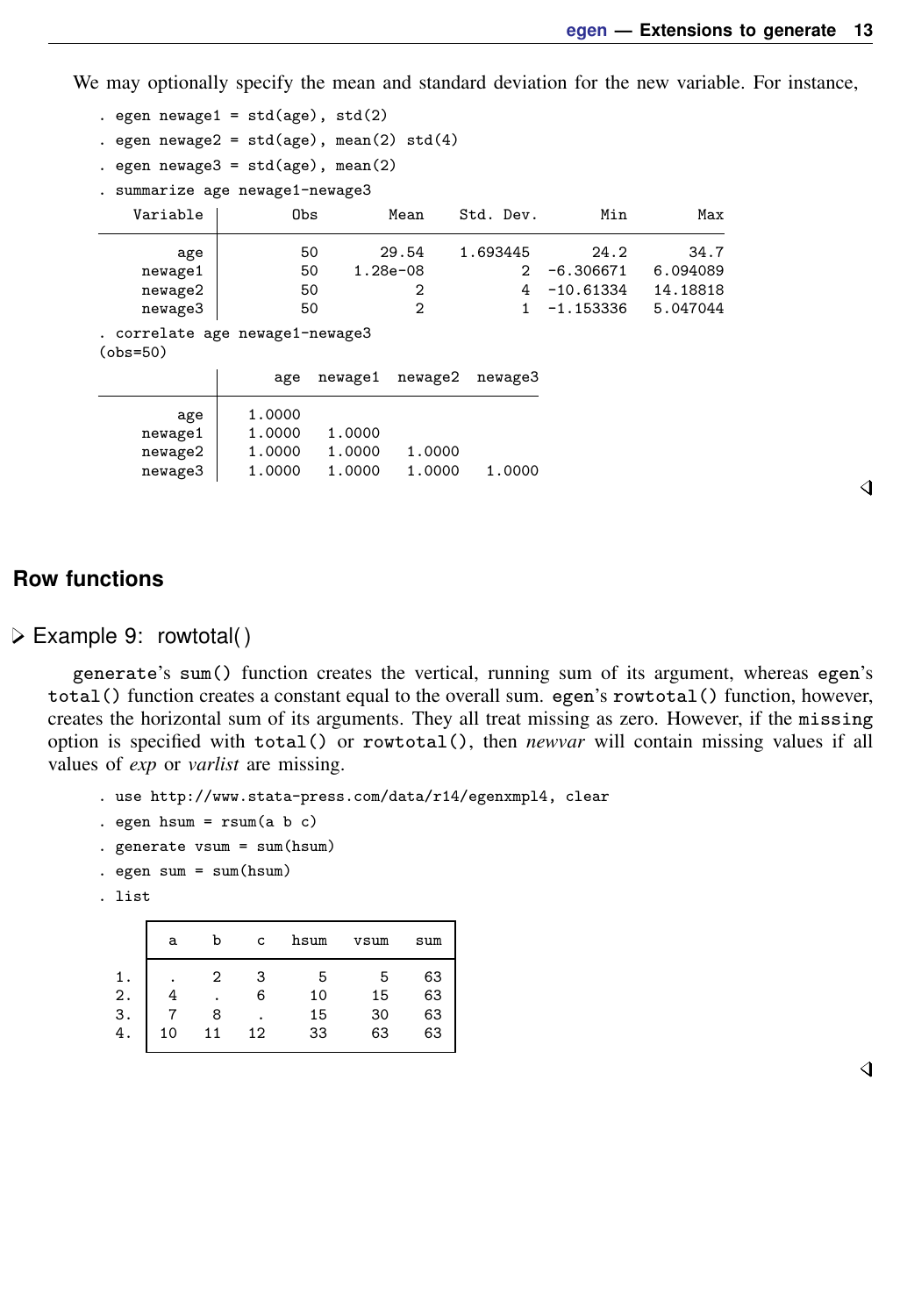We may optionally specify the mean and standard deviation for the new variable. For instance,

```
. egen newage1 = std(age), std(2)
. egen newage2 = std(age), mean(2) std(4)
. egen newage3 = std(age), mean(2)
. summarize age newage1-newage3

    Variable |        Obs        Mean    Std. Dev.       Min        Max
-------------+---------------------------------------------------------
         age |         50       29.54    1.693445       24.2       34.7
     newage1 |         50    1.28e-08           2  -6.306671   6.094089
     newage2 |         50           2           4  -10.61334   14.18818
     newage3 |         50           2           1  -1.153336   5.047044

. correlate age newage1-newage3
(obs=50)

             |      age  newage1  newage2  newage3
-------------+------------------------------------
         age |   1.0000
     newage1 |   1.0000   1.0000
     newage2 |   1.0000   1.0000   1.0000
     newage3 |   1.0000   1.0000   1.0000   1.0000
```

◁

## Row functions

### ▷ Example 9: rowtotal()

generate's `sum()` function creates the vertical, running sum of its argument, whereas egen's `total()` function creates a constant equal to the overall sum. egen's `rowtotal()` function, however, creates the horizontal sum of its arguments. They all treat missing as zero. However, if the `missing` option is specified with `total()` or `rowtotal()`, then *newvar* will contain missing values if all values of *exp* or *varlist* are missing.

```
. use http://www.stata-press.com/data/r14/egenxmpl4, clear
. egen hsum = rsum(a b c)
. generate vsum = sum(hsum)
. egen sum = sum(hsum)
. list

     +------------------------------+
     |  a    b    c   hsum   vsum   sum |
     |------------------------------|
  1. |  .    2    3      5      5    63 |
  2. |  4    .    6     10     15    63 |
  3. |  7    8    .     15     30    63 |
  4. | 10   11   12     33     63    63 |
     +------------------------------+
```

◁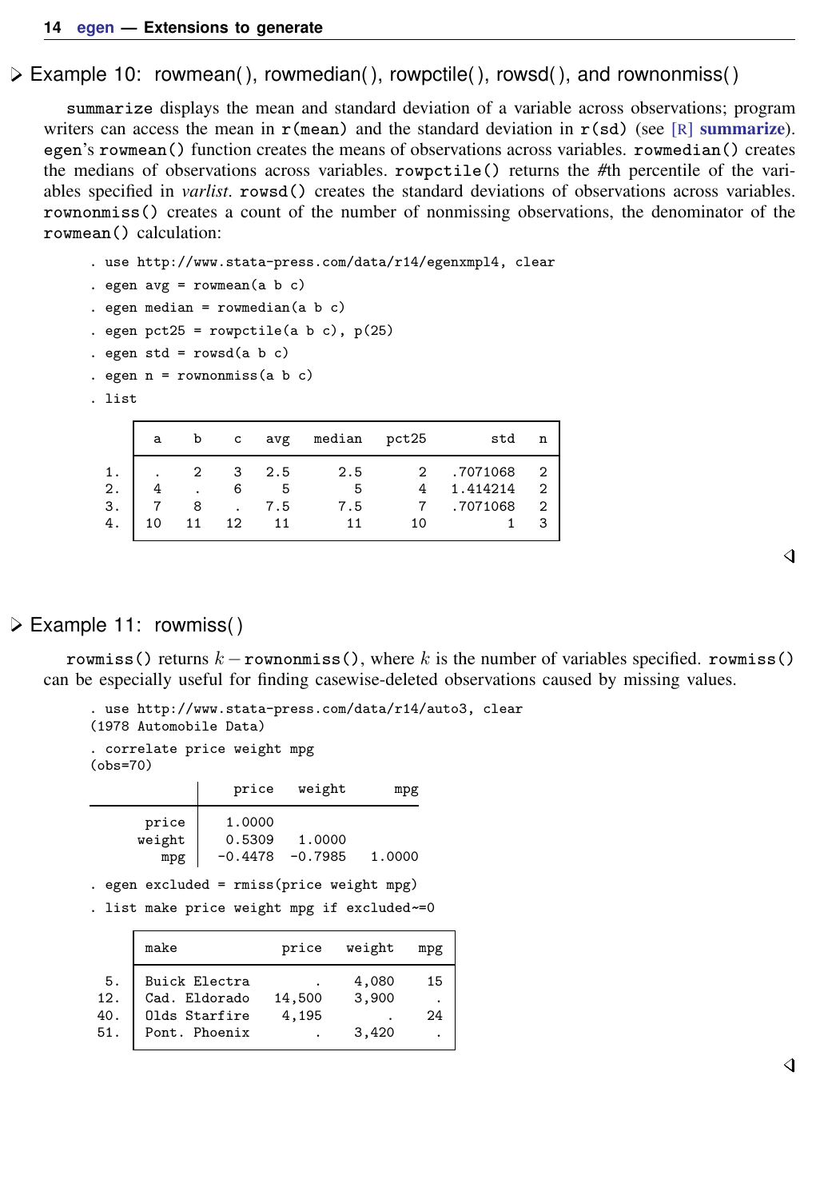## Example 10: rowmean(), rowmedian(), rowpctile(), rowsd(), and rownonmiss()

`summarize` displays the mean and standard deviation of a variable across observations; program writers can access the mean in `r(mean)` and the standard deviation in `r(sd)` (see [R] **summarize**). `egen`'s `rowmean()` function creates the means of observations across variables. `rowmedian()` creates the medians of observations across variables. `rowpctile()` returns the #th percentile of the variables specified in *varlist*. `rowsd()` creates the standard deviations of observations across variables. `rownonmiss()` creates a count of the number of nonmissing observations, the denominator of the `rowmean()` calculation:

```
. use http://www.stata-press.com/data/r14/egenxmpl4, clear
. egen avg = rowmean(a b c)
. egen median = rowmedian(a b c)
. egen pct25 = rowpctile(a b c), p(25)
. egen std = rowsd(a b c)
. egen n = rownonmiss(a b c)
. list
```

| | a | b | c | avg | median | pct25 | std | n |
|---|---|---|---|---|---|---|---|---|
| 1. | . | 2 | 3 | 2.5 | 2.5 | 2 | .7071068 | 2 |
| 2. | 4 | . | 6 | 5 | 5 | 4 | 1.414214 | 2 |
| 3. | 7 | 8 | . | 7.5 | 7.5 | 7 | .7071068 | 2 |
| 4. | 10 | 11 | 12 | 11 | 11 | 10 | 1 | 3 |

## Example 11: rowmiss()

`rowmiss()` returns $k -$ `rownonmiss()`, where $k$ is the number of variables specified. `rowmiss()` can be especially useful for finding casewise-deleted observations caused by missing values.

```
. use http://www.stata-press.com/data/r14/auto3, clear
(1978 Automobile Data)
. correlate price weight mpg
(obs=70)
```

| | price | weight | mpg |
|---|---|---|---|
| price | 1.0000 | | |
| weight | 0.5309 | 1.0000 | |
| mpg | -0.4478 | -0.7985 | 1.0000 |

```
. egen excluded = rmiss(price weight mpg)
. list make price weight mpg if excluded~=0
```

| | make | price | weight | mpg |
|---|---|---|---|---|
| 5. | Buick Electra | . | 4,080 | 15 |
| 12. | Cad. Eldorado | 14,500 | 3,900 | . |
| 40. | Olds Starfire | 4,195 | . | 24 |
| 51. | Pont. Phoenix | . | 3,420 | . |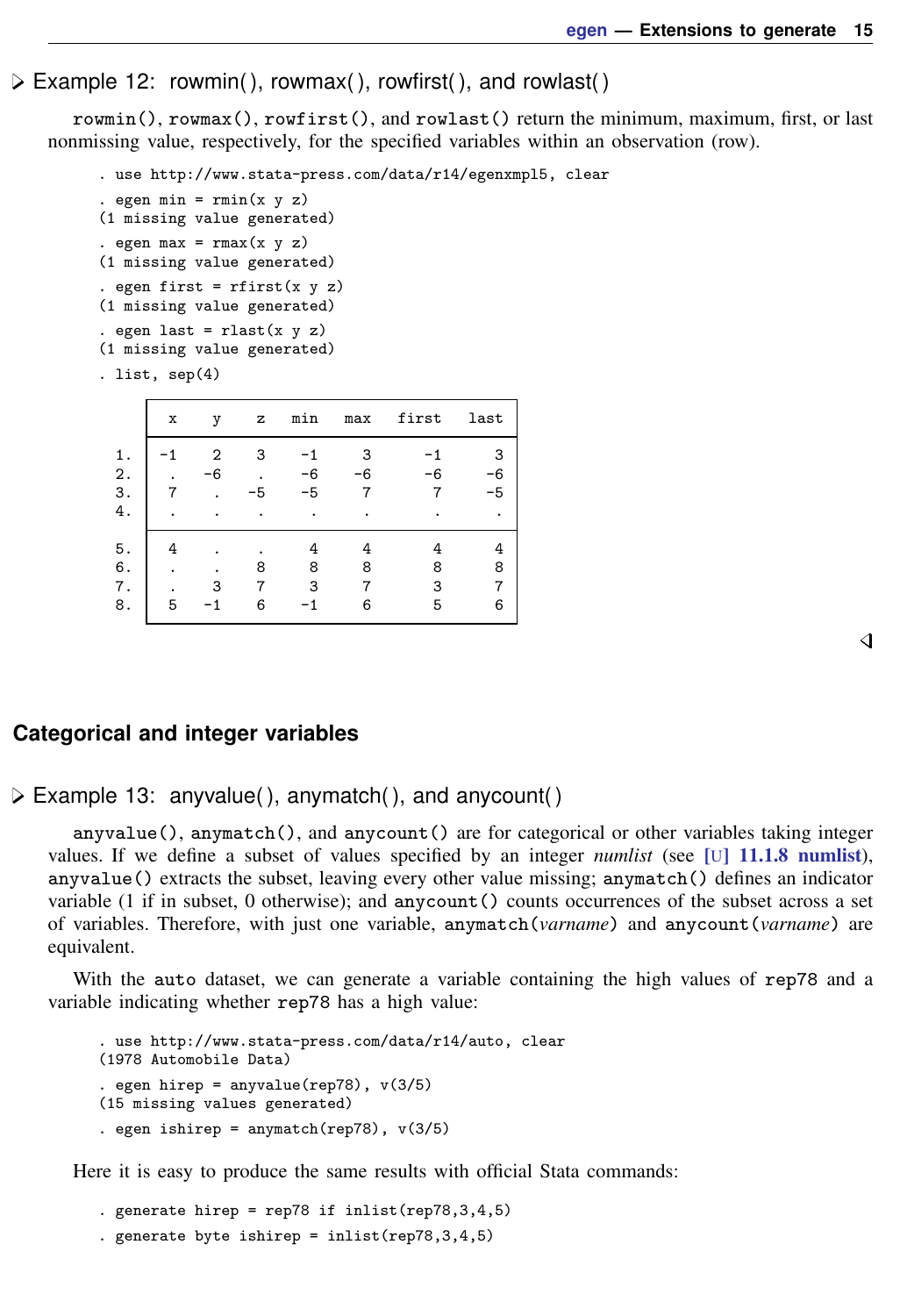## Example 12: rowmin(), rowmax(), rowfirst(), and rowlast()

`rowmin()`, `rowmax()`, `rowfirst()`, and `rowlast()` return the minimum, maximum, first, or last nonmissing value, respectively, for the specified variables within an observation (row).

```
. use http://www.stata-press.com/data/r14/egenxmpl5, clear
. egen min = rmin(x y z)
(1 missing value generated)
. egen max = rmax(x y z)
(1 missing value generated)
. egen first = rfirst(x y z)
(1 missing value generated)
. egen last = rlast(x y z)
(1 missing value generated)
. list, sep(4)
```

| | x | y | z | min | max | first | last |
|---|---|---|---|---|---|---|---|
| 1. | -1 | 2 | 3 | -1 | 3 | -1 | 3 |
| 2. | . | -6 | . | -6 | -6 | -6 | -6 |
| 3. | 7 | . | -5 | -5 | 7 | 7 | -5 |
| 4. | . | . | . | . | . | . | . |
| 5. | 4 | . | . | 4 | 4 | 4 | 4 |
| 6. | . | . | 8 | 8 | 8 | 8 | 8 |
| 7. | . | 3 | 7 | 3 | 7 | 3 | 7 |
| 8. | 5 | -1 | 6 | -1 | 6 | 5 | 6 |

## Categorical and integer variables

## Example 13: anyvalue(), anymatch(), and anycount()

`anyvalue()`, `anymatch()`, and `anycount()` are for categorical or other variables taking integer values. If we define a subset of values specified by an integer *numlist* (see **[U] 11.1.8 numlist**), `anyvalue()` extracts the subset, leaving every other value missing; `anymatch()` defines an indicator variable (1 if in subset, 0 otherwise); and `anycount()` counts occurrences of the subset across a set of variables. Therefore, with just one variable, `anymatch(`*varname*`)` and `anycount(`*varname*`)` are equivalent.

With the `auto` dataset, we can generate a variable containing the high values of `rep78` and a variable indicating whether `rep78` has a high value:

```
. use http://www.stata-press.com/data/r14/auto, clear
(1978 Automobile Data)
. egen hirep = anyvalue(rep78), v(3/5)
(15 missing values generated)
. egen ishirep = anymatch(rep78), v(3/5)
```

Here it is easy to produce the same results with official Stata commands:

```
. generate hirep = rep78 if inlist(rep78,3,4,5)
. generate byte ishirep = inlist(rep78,3,4,5)
```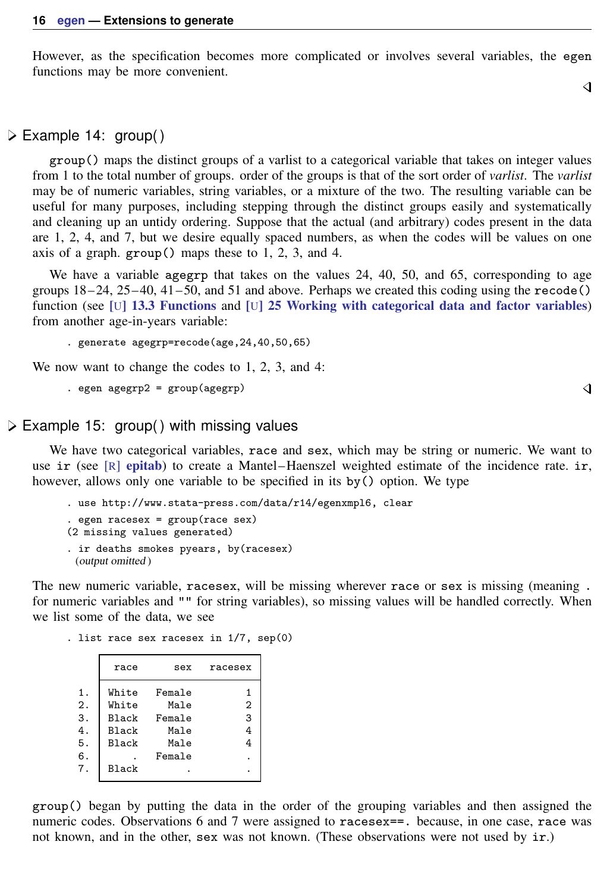However, as the specification becomes more complicated or involves several variables, the egen functions may be more convenient.

◁

## ▷ Example 14: group()

group() maps the distinct groups of a varlist to a categorical variable that takes on integer values from 1 to the total number of groups. order of the groups is that of the sort order of *varlist*. The *varlist* may be of numeric variables, string variables, or a mixture of the two. The resulting variable can be useful for many purposes, including stepping through the distinct groups easily and systematically and cleaning up an untidy ordering. Suppose that the actual (and arbitrary) codes present in the data are 1, 2, 4, and 7, but we desire equally spaced numbers, as when the codes will be values on one axis of a graph. group() maps these to 1, 2, 3, and 4.

We have a variable agegrp that takes on the values 24, 40, 50, and 65, corresponding to age groups 18–24, 25–40, 41–50, and 51 and above. Perhaps we created this coding using the recode() function (see **[U] 13.3 Functions** and **[U] 25 Working with categorical data and factor variables**) from another age-in-years variable:

```
. generate agegrp=recode(age,24,40,50,65)
```

We now want to change the codes to 1, 2, 3, and 4:

```
. egen agegrp2 = group(agegrp)
```

◁

## ▷ Example 15: group() with missing values

We have two categorical variables, race and sex, which may be string or numeric. We want to use ir (see **[R] epitab**) to create a Mantel–Haenszel weighted estimate of the incidence rate. ir, however, allows only one variable to be specified in its by() option. We type

```
. use http://www.stata-press.com/data/r14/egenxmpl6, clear
. egen racesex = group(race sex)
(2 missing values generated)
. ir deaths smokes pyears, by(racesex)
  (output omitted )
```

The new numeric variable, racesex, will be missing wherever race or sex is missing (meaning . for numeric variables and "" for string variables), so missing values will be handled correctly. When we list some of the data, we see

```
. list race sex racesex in 1/7, sep(0)
```

| | race | sex | racesex |
|---|---|---|---|
| 1. | White | Female | 1 |
| 2. | White | Male | 2 |
| 3. | Black | Female | 3 |
| 4. | Black | Male | 4 |
| 5. | Black | Male | 4 |
| 6. | . | Female | . |
| 7. | Black | . | . |

group() began by putting the data in the order of the grouping variables and then assigned the numeric codes. Observations 6 and 7 were assigned to racesex==. because, in one case, race was not known, and in the other, sex was not known. (These observations were not used by ir.)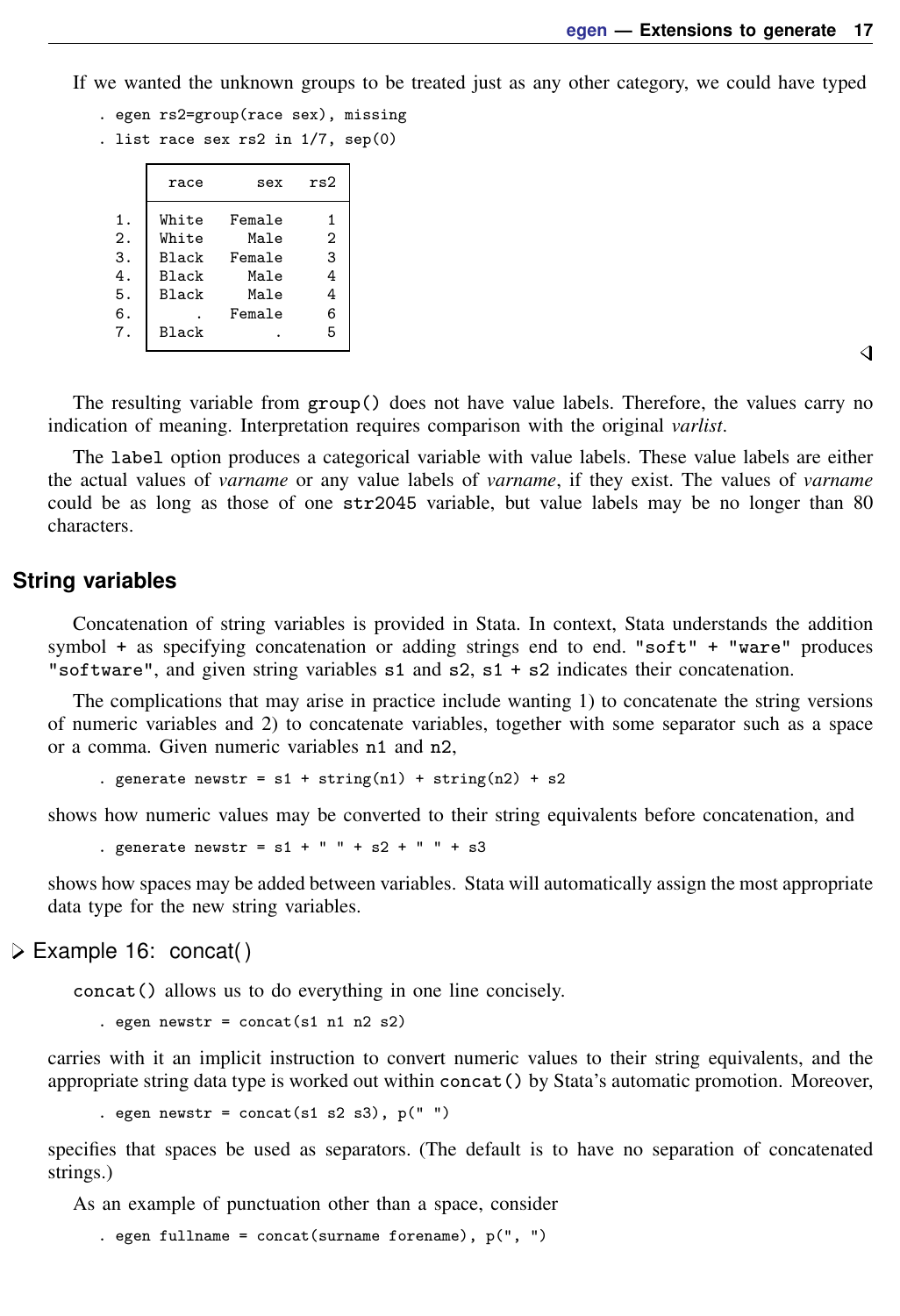If we wanted the unknown groups to be treated just as any other category, we could have typed

```
. egen rs2=group(race sex), missing
. list race sex rs2 in 1/7, sep(0)
```

```
     +----------------------+
     |  race      sex   rs2 |
     |----------------------|
  1. | White   Female     1 |
  2. | White     Male     2 |
  3. | Black   Female     3 |
  4. | Black     Male     4 |
  5. | Black     Male     4 |
  6. |     .   Female     6 |
  7. | Black        .     5 |
     +----------------------+
```

◁

The resulting variable from `group()` does not have value labels. Therefore, the values carry no indication of meaning. Interpretation requires comparison with the original *varlist*.

The `label` option produces a categorical variable with value labels. These value labels are either the actual values of *varname* or any value labels of *varname*, if they exist. The values of *varname* could be as long as those of one `str2045` variable, but value labels may be no longer than 80 characters.

## String variables

Concatenation of string variables is provided in Stata. In context, Stata understands the addition symbol `+` as specifying concatenation or adding strings end to end. `"soft" + "ware"` produces `"software"`, and given string variables `s1` and `s2`, `s1 + s2` indicates their concatenation.

The complications that may arise in practice include wanting 1) to concatenate the string versions of numeric variables and 2) to concatenate variables, together with some separator such as a space or a comma. Given numeric variables `n1` and `n2`,

```
. generate newstr = s1 + string(n1) + string(n2) + s2
```

shows how numeric values may be converted to their string equivalents before concatenation, and

```
. generate newstr = s1 + " " + s2 + " " + s3
```

shows how spaces may be added between variables. Stata will automatically assign the most appropriate data type for the new string variables.

▷ **Example 16: concat()**

`concat()` allows us to do everything in one line concisely.

```
. egen newstr = concat(s1 n1 n2 s2)
```

carries with it an implicit instruction to convert numeric values to their string equivalents, and the appropriate string data type is worked out within `concat()` by Stata's automatic promotion. Moreover,

```
. egen newstr = concat(s1 s2 s3), p(" ")
```

specifies that spaces be used as separators. (The default is to have no separation of concatenated strings.)

As an example of punctuation other than a space, consider

```
. egen fullname = concat(surname forename), p(", ")
```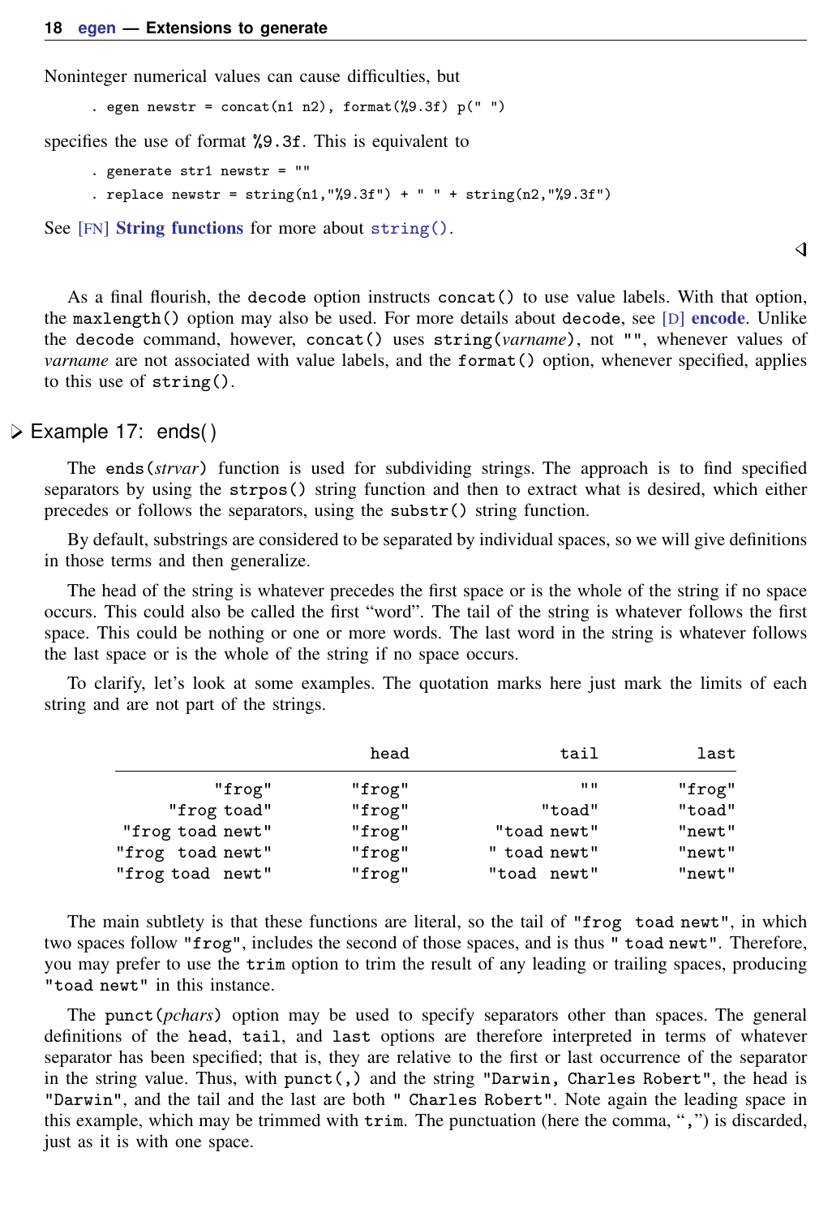Noninteger numerical values can cause difficulties, but

```
. egen newstr = concat(n1 n2), format(%9.3f) p(" ")
```

specifies the use of format `%9.3f`. This is equivalent to

```
. generate str1 newstr = ""
. replace newstr = string(n1,"%9.3f") + " " + string(n2,"%9.3f")
```

See [FN] **String functions** for more about `string()`.

◁

As a final flourish, the `decode` option instructs `concat()` to use value labels. With that option, the `maxlength()` option may also be used. For more details about `decode`, see [D] **encode**. Unlike the `decode` command, however, `concat()` uses `string(`*varname*`)`, not `""`, whenever values of *varname* are not associated with value labels, and the `format()` option, whenever specified, applies to this use of `string()`.

## ▷ Example 17: ends()

The `ends(`*strvar*`)` function is used for subdividing strings. The approach is to find specified separators by using the `strpos()` string function and then to extract what is desired, which either precedes or follows the separators, using the `substr()` string function.

By default, substrings are considered to be separated by individual spaces, so we will give definitions in those terms and then generalize.

The head of the string is whatever precedes the first space or is the whole of the string if no space occurs. This could also be called the first "word". The tail of the string is whatever follows the first space. This could be nothing or one or more words. The last word in the string is whatever follows the last space or is the whole of the string if no space occurs.

To clarify, let's look at some examples. The quotation marks here just mark the limits of each string and are not part of the strings.

| | head | tail | last |
|---:|---:|---:|---:|
| "frog" | "frog" | "" | "frog" |
| "frog toad" | "frog" | "toad" | "toad" |
| "frog toad newt" | "frog" | "toad newt" | "newt" |
| "frog  toad newt" | "frog" | " toad newt" | "newt" |
| "frog toad  newt" | "frog" | "toad  newt" | "newt" |

The main subtlety is that these functions are literal, so the tail of `"frog  toad newt"`, in which two spaces follow `"frog"`, includes the second of those spaces, and is thus `" toad newt"`. Therefore, you may prefer to use the `trim` option to trim the result of any leading or trailing spaces, producing `"toad newt"` in this instance.

The `punct(`*pchars*`)` option may be used to specify separators other than spaces. The general definitions of the `head`, `tail`, and `last` options are therefore interpreted in terms of whatever separator has been specified; that is, they are relative to the first or last occurrence of the separator in the string value. Thus, with `punct(,)` and the string `"Darwin, Charles Robert"`, the head is `"Darwin"`, and the tail and the last are both `" Charles Robert"`. Note again the leading space in this example, which may be trimmed with `trim`. The punctuation (here the comma, "`,`") is discarded, just as it is with one space.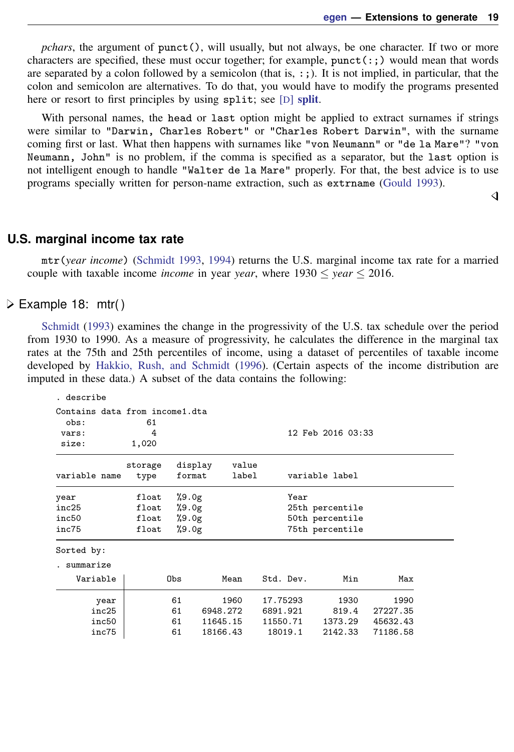*pchars*, the argument of `punct()`, will usually, but not always, be one character. If two or more characters are specified, these must occur together; for example, `punct(:;)` would mean that words are separated by a colon followed by a semicolon (that is, `:;`). It is not implied, in particular, that the colon and semicolon are alternatives. To do that, you would have to modify the programs presented here or resort to first principles by using `split`; see [D] **split**.

With personal names, the `head` or `last` option might be applied to extract surnames if strings were similar to `"Darwin, Charles Robert"` or `"Charles Robert Darwin"`, with the surname coming first or last. What then happens with surnames like `"von Neumann"` or `"de la Mare"`? `"von Neumann, John"` is no problem, if the comma is specified as a separator, but the `last` option is not intelligent enough to handle `"Walter de la Mare"` properly. For that, the best advice is to use programs specially written for person-name extraction, such as `extrname` (Gould 1993).

◁

## U.S. marginal income tax rate

`mtr(`*year income*`)` (Schmidt 1993, 1994) returns the U.S. marginal income tax rate for a married couple with taxable income *income* in year *year*, where $1930 \leq year \leq 2016$.

### ▷ Example 18: mtr()

Schmidt (1993) examines the change in the progressivity of the U.S. tax schedule over the period from 1930 to 1990. As a measure of progressivity, he calculates the difference in the marginal tax rates at the 75th and 25th percentiles of income, using a dataset of percentiles of taxable income developed by Hakkio, Rush, and Schmidt (1996). (Certain aspects of the income distribution are imputed in these data.) A subset of the data contains the following:

```
. describe
Contains data from income1.dta
  obs:            61
 vars:             4                          12 Feb 2016 03:33
 size:         1,020
--------------------------------------------------------------------------------
              storage   display    value
variable name   type    format     label      variable label
--------------------------------------------------------------------------------
year            float   %9.0g                 Year
inc25           float   %9.0g                 25th percentile
inc50           float   %9.0g                 50th percentile
inc75           float   %9.0g                 75th percentile
--------------------------------------------------------------------------------
Sorted by:
. summarize
    Variable |        Obs        Mean    Std. Dev.       Min        Max
-------------+---------------------------------------------------------
        year |         61        1960    17.75293       1930       1990
       inc25 |         61    6948.272    6891.921      819.4   27227.35
       inc50 |         61    11645.15    11550.71    1373.29   45632.43
       inc75 |         61    18166.43     18019.1    2142.33   71186.58
```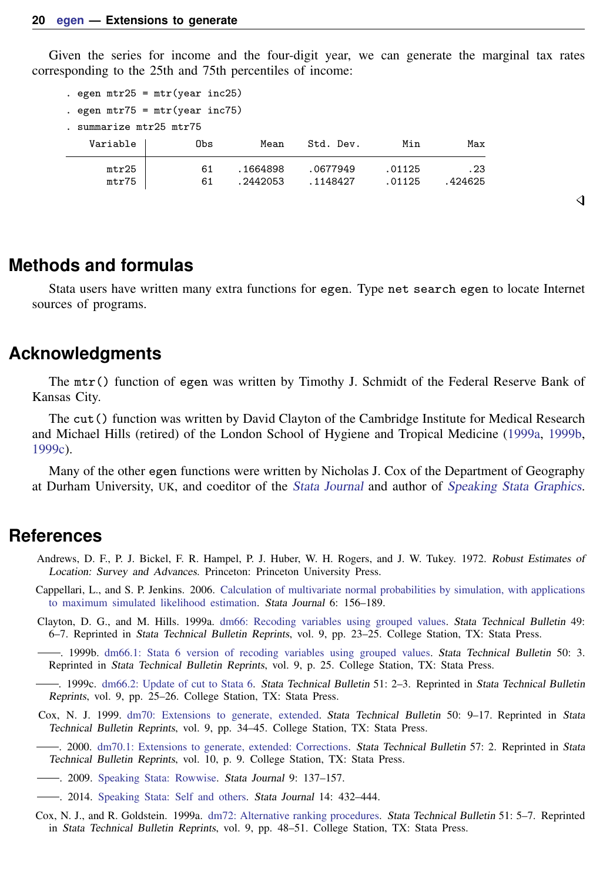Given the series for income and the four-digit year, we can generate the marginal tax rates corresponding to the 25th and 75th percentiles of income:

```
. egen mtr25 = mtr(year inc25)
. egen mtr75 = mtr(year inc75)
. summarize mtr25 mtr75

    Variable |        Obs        Mean    Std. Dev.       Min        Max
-------------+---------------------------------------------------------
       mtr25 |         61    .1664898    .0677949     .01125        .23
       mtr75 |         61    .2442053    .1148427     .01125    .424625
```

◁

## Methods and formulas

Stata users have written many extra functions for `egen`. Type `net search egen` to locate Internet sources of programs.

## Acknowledgments

The `mtr()` function of `egen` was written by Timothy J. Schmidt of the Federal Reserve Bank of Kansas City.

The `cut()` function was written by David Clayton of the Cambridge Institute for Medical Research and Michael Hills (retired) of the London School of Hygiene and Tropical Medicine (1999a, 1999b, 1999c).

Many of the other `egen` functions were written by Nicholas J. Cox of the Department of Geography at Durham University, UK, and coeditor of the *Stata Journal* and author of *Speaking Stata Graphics*.

## References

Andrews, D. F., P. J. Bickel, F. R. Hampel, P. J. Huber, W. H. Rogers, and J. W. Tukey. 1972. *Robust Estimates of Location: Survey and Advances*. Princeton: Princeton University Press.

Cappellari, L., and S. P. Jenkins. 2006. Calculation of multivariate normal probabilities by simulation, with applications to maximum simulated likelihood estimation. *Stata Journal* 6: 156–189.

Clayton, D. G., and M. Hills. 1999a. dm66: Recoding variables using grouped values. *Stata Technical Bulletin* 49: 6–7. Reprinted in *Stata Technical Bulletin Reprints*, vol. 9, pp. 23–25. College Station, TX: Stata Press.

——. 1999b. dm66.1: Stata 6 version of recoding variables using grouped values. *Stata Technical Bulletin* 50: 3. Reprinted in *Stata Technical Bulletin Reprints*, vol. 9, p. 25. College Station, TX: Stata Press.

——. 1999c. dm66.2: Update of cut to Stata 6. *Stata Technical Bulletin* 51: 2–3. Reprinted in *Stata Technical Bulletin Reprints*, vol. 9, pp. 25–26. College Station, TX: Stata Press.

Cox, N. J. 1999. dm70: Extensions to generate, extended. *Stata Technical Bulletin* 50: 9–17. Reprinted in *Stata Technical Bulletin Reprints*, vol. 9, pp. 34–45. College Station, TX: Stata Press.

——. 2000. dm70.1: Extensions to generate, extended: Corrections. *Stata Technical Bulletin* 57: 2. Reprinted in *Stata Technical Bulletin Reprints*, vol. 10, p. 9. College Station, TX: Stata Press.

——. 2009. Speaking Stata: Rowwise. *Stata Journal* 9: 137–157.

——. 2014. Speaking Stata: Self and others. *Stata Journal* 14: 432–444.

Cox, N. J., and R. Goldstein. 1999a. dm72: Alternative ranking procedures. *Stata Technical Bulletin* 51: 5–7. Reprinted in *Stata Technical Bulletin Reprints*, vol. 9, pp. 48–51. College Station, TX: Stata Press.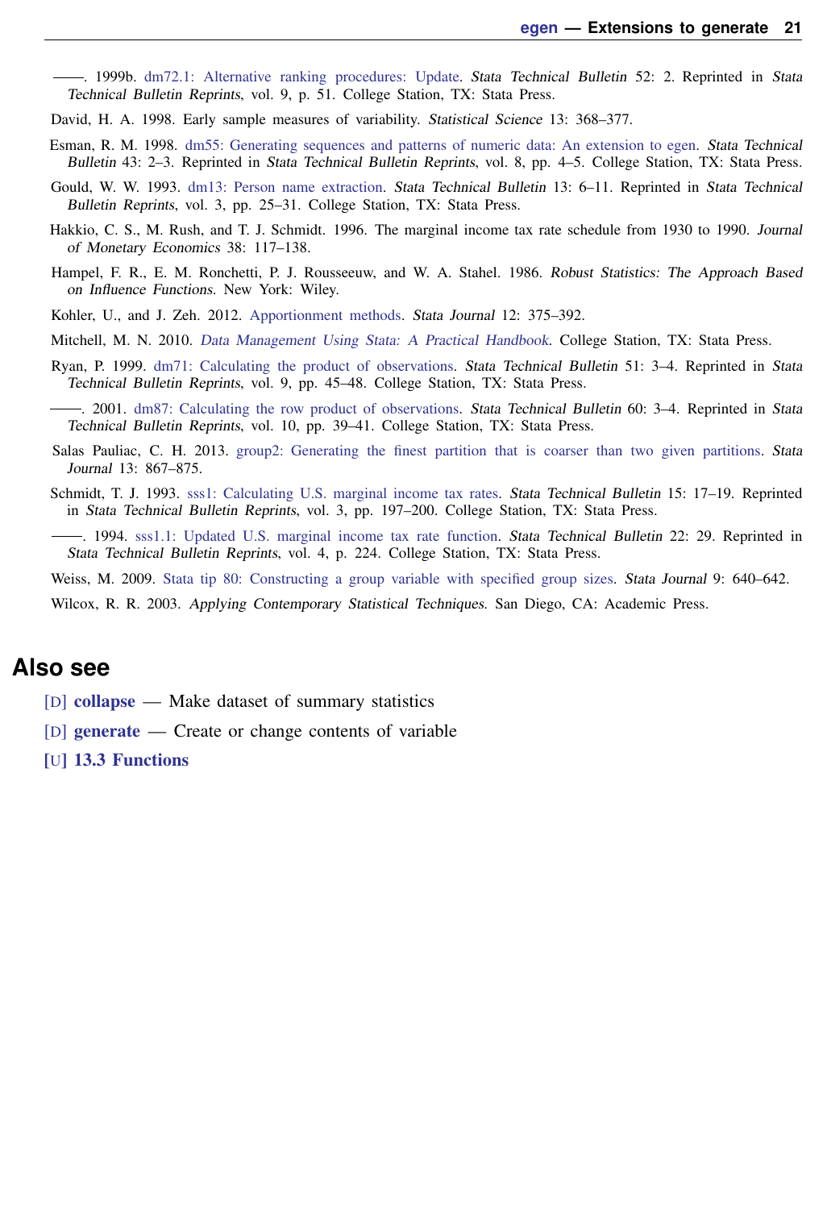——. 1999b. dm72.1: Alternative ranking procedures: Update. *Stata Technical Bulletin* 52: 2. Reprinted in *Stata Technical Bulletin Reprints*, vol. 9, p. 51. College Station, TX: Stata Press.

David, H. A. 1998. Early sample measures of variability. *Statistical Science* 13: 368–377.

Esman, R. M. 1998. dm55: Generating sequences and patterns of numeric data: An extension to egen. *Stata Technical Bulletin* 43: 2–3. Reprinted in *Stata Technical Bulletin Reprints*, vol. 8, pp. 4–5. College Station, TX: Stata Press.

Gould, W. W. 1993. dm13: Person name extraction. *Stata Technical Bulletin* 13: 6–11. Reprinted in *Stata Technical Bulletin Reprints*, vol. 3, pp. 25–31. College Station, TX: Stata Press.

Hakkio, C. S., M. Rush, and T. J. Schmidt. 1996. The marginal income tax rate schedule from 1930 to 1990. *Journal of Monetary Economics* 38: 117–138.

Hampel, F. R., E. M. Ronchetti, P. J. Rousseeuw, and W. A. Stahel. 1986. *Robust Statistics: The Approach Based on Influence Functions*. New York: Wiley.

Kohler, U., and J. Zeh. 2012. Apportionment methods. *Stata Journal* 12: 375–392.

Mitchell, M. N. 2010. *Data Management Using Stata: A Practical Handbook*. College Station, TX: Stata Press.

Ryan, P. 1999. dm71: Calculating the product of observations. *Stata Technical Bulletin* 51: 3–4. Reprinted in *Stata Technical Bulletin Reprints*, vol. 9, pp. 45–48. College Station, TX: Stata Press.

——. 2001. dm87: Calculating the row product of observations. *Stata Technical Bulletin* 60: 3–4. Reprinted in *Stata Technical Bulletin Reprints*, vol. 10, pp. 39–41. College Station, TX: Stata Press.

Salas Pauliac, C. H. 2013. group2: Generating the finest partition that is coarser than two given partitions. *Stata Journal* 13: 867–875.

Schmidt, T. J. 1993. sss1: Calculating U.S. marginal income tax rates. *Stata Technical Bulletin* 15: 17–19. Reprinted in *Stata Technical Bulletin Reprints*, vol. 3, pp. 197–200. College Station, TX: Stata Press.

——. 1994. sss1.1: Updated U.S. marginal income tax rate function. *Stata Technical Bulletin* 22: 29. Reprinted in *Stata Technical Bulletin Reprints*, vol. 4, p. 224. College Station, TX: Stata Press.

Weiss, M. 2009. Stata tip 80: Constructing a group variable with specified group sizes. *Stata Journal* 9: 640–642.

Wilcox, R. R. 2003. *Applying Contemporary Statistical Techniques*. San Diego, CA: Academic Press.

## Also see

[D] **collapse** — Make dataset of summary statistics

[D] **generate** — Create or change contents of variable

**[U] 13.3 Functions**